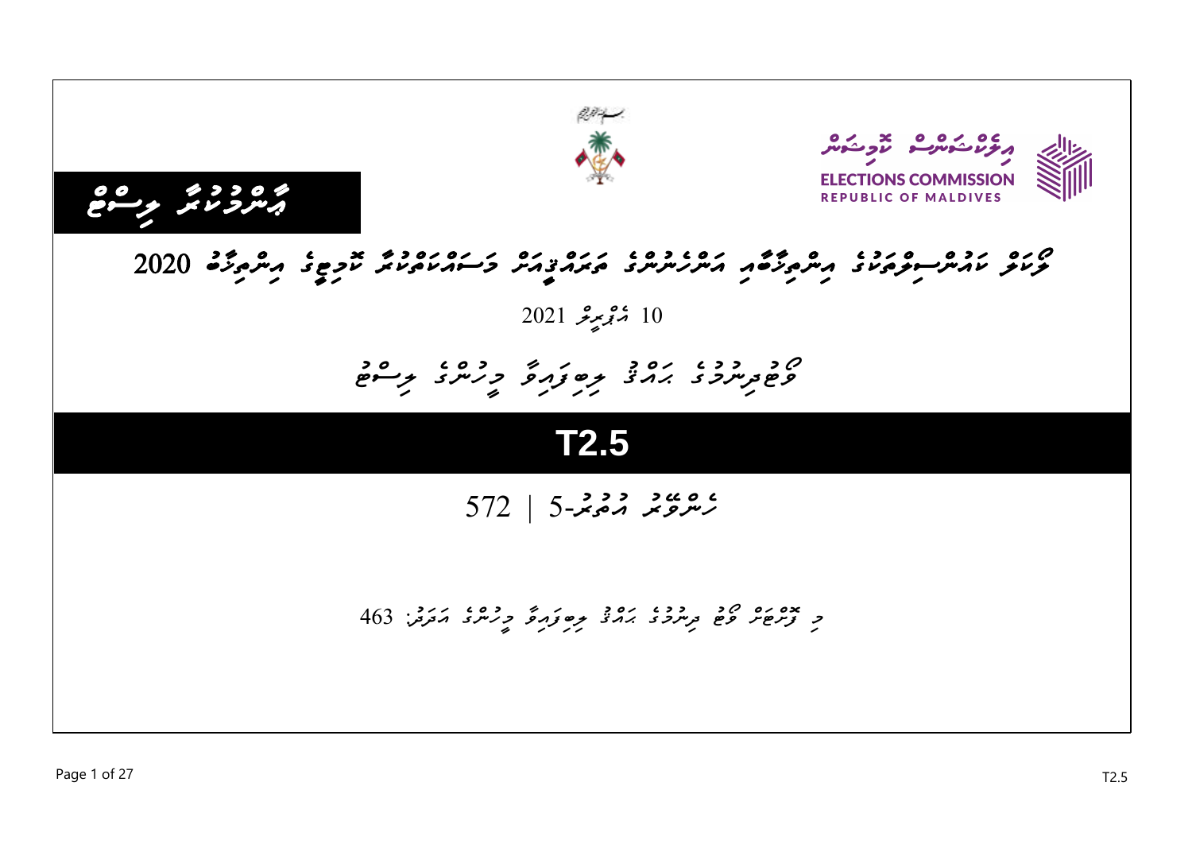ELECTIONS COMMISSION
REPUBLIC OF MALDIVES

އިލެކްޝަންސް ކޮމިޝަން

# އާންމުކުރާ ލިސްޓު

# ލޯކަލް ކައުންސިލްތަކުގެ އިންތިޚާބާއި އަންހެނުންގެ ތަރައްޤީއަށް މަސައްކަތްކުރާ ކޮމިޓީގެ އިންތިޚާބު 2020

10 އެޕްރީލް 2021

## ވޯޓުދިނުމުގެ ހައްޤު ލިބިފައިވާ މީހުންގެ ލިސްޓު

# T2.5

## ހެންވޭރު އުތުރު-5 | 572

މި ފޮށިން ވޯޓު ދިނުމުގެ ހައްޤު ލިބިފައިވާ މީހުންގެ އަދަދު: 463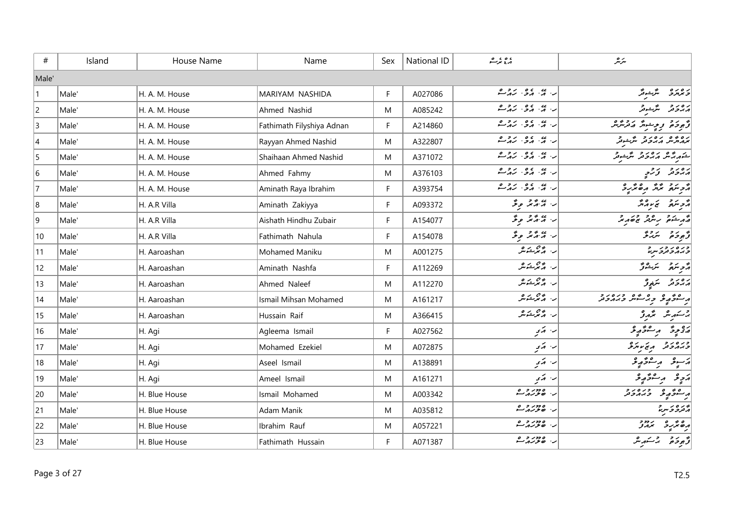| # | Island | House Name | Name | Sex | National ID | ގެއުގެ ނަން | ނަން |
|---|---|---|---|---|---|---|---|
| Male' | | | | | | | |
| 1 | Male' | H. A. M. House | MARIYAM NASHIDA | F | A027086 | ހ. އޭ. އެމް. ހައުސް | މަރިޔަމް ނާޝިދާ |
| 2 | Male' | H. A. M. House | Ahmed Nashid | M | A085242 | ހ. އޭ. އެމް. ހައުސް | އަހުމަދު ނާޝިދު |
| 3 | Male' | H. A. M. House | Fathimath Filyshiya Adnan | F | A214860 | ހ. އޭ. އެމް. ހައުސް | ފާތިމަތު ފިލީޝިޔާ އަދުނާން |
| 4 | Male' | H. A. M. House | Rayyan Ahmed Nashid | M | A322807 | ހ. އޭ. އެމް. ހައުސް | ރައްޔާން އަހުމަދު ނާޝިދު |
| 5 | Male' | H. A. M. House | Shaihaan Ahmed Nashid | M | A371072 | ހ. އޭ. އެމް. ހައުސް | ޝައިހާން އަހުމަދު ނާޝިދު |
| 6 | Male' | H. A. M. House | Ahmed Fahmy | M | A376103 | ހ. އޭ. އެމް. ހައުސް | އަހުމަދު ފަހުމީ |
| 7 | Male' | H. A. M. House | Aminath Raya Ibrahim | F | A393754 | ހ. އޭ. އެމް. ހައުސް | އާމިނަތު ރާޔާ އިބްރާހީމް |
| 8 | Male' | H. A.R Villa | Aminath Zakiyya | F | A093372 | ހ. އޭ.އާރ ވިލާ | އާމިނަތު ޒަކިއްޔާ |
| 9 | Male' | H. A.R Villa | Aishath Hindhu Zubair | F | A154077 | ހ. އޭ.އާރ ވިލާ | އައިޝަތު ހިންދު ޒުބައިރު |
| 10 | Male' | H. A.R Villa | Fathimath Nahula | F | A154078 | ހ. އޭ.އާރ ވިލާ | ފާތިމަތު ނަހުލާ |
| 11 | Male' | H. Aaroashan | Mohamed Maniku | M | A001275 | ހ. އާރޯޝަން | މުޙައްމަދުމަނިކު |
| 12 | Male' | H. Aaroashan | Aminath Nashfa | F | A112269 | ހ. އާރޯޝަން | އާމިނަތު ނަޝްފާ |
| 13 | Male' | H. Aaroashan | Ahmed Naleef | M | A112270 | ހ. އާރޯޝަން | އަހުމަދު ނަލީފު |
| 14 | Male' | H. Aaroashan | Ismail Mihsan Mohamed | M | A161217 | ހ. އާރޯޝަން | އިސްމާއީލް މިޙްސާން މުޙައްމަދު |
| 15 | Male' | H. Aaroashan | Hussain Raif | M | A366415 | ހ. އާރޯޝަން | ހުސައިން ރާއިފް |
| 16 | Male' | H. Agi | Agleema Ismail | F | A027562 | ހ. އަގި | އަގްލީމާ އިސްމާއީލް |
| 17 | Male' | H. Agi | Mohamed Ezekiel | M | A072875 | ހ. އަގި | މުޙައްމަދު އިޒެކިއަލް |
| 18 | Male' | H. Agi | Aseel Ismail | M | A138891 | ހ. އަގި | އަސީލް އިސްމާއީލް |
| 19 | Male' | H. Agi | Ameel Ismail | M | A161271 | ހ. އަގި | އަމީލް އިސްމާއީލް |
| 20 | Male' | H. Blue House | Ismail Mohamed | M | A003342 | ހ. ބްލޫހައުސް | އިސްމާއީލް މުޙައްމަދު |
| 21 | Male' | H. Blue House | Adam Manik | M | A035812 | ހ. ބްލޫހައުސް | އާދަމްމަނިކު |
| 22 | Male' | H. Blue House | Ibrahim Rauf | M | A057221 | ހ. ބްލޫހައުސް | އިބްރާހީމް ރައުފު |
| 23 | Male' | H. Blue House | Fathimath Hussain | F | A071387 | ހ. ބްލޫހައުސް | ފާތިމަތު ހުސައިން |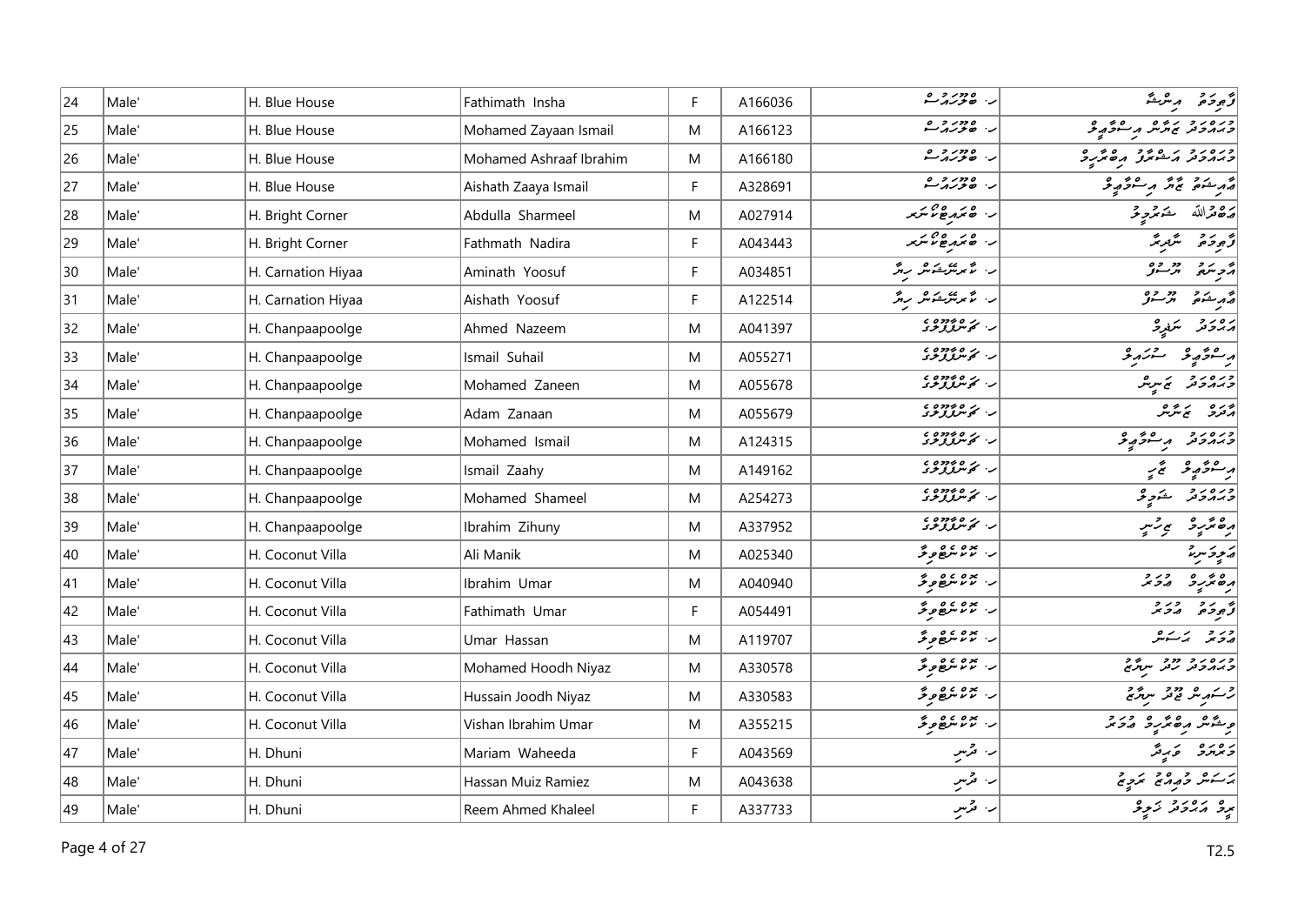| 24 | Male' | H. Blue House | Fathimath Insha | F | A166036 | ހ. ބްލޫހައުސް | ފާތިމަތު އިންޝާ |
|---|---|---|---|---|---|---|---|
| 25 | Male' | H. Blue House | Mohamed Zayaan Ismail | M | A166123 | ހ. ބްލޫހައުސް | މުޙައްމަދު ޒަޔާން އިސްމާޢީލް |
| 26 | Male' | H. Blue House | Mohamed Ashraaf Ibrahim | M | A166180 | ހ. ބްލޫހައުސް | މުޙައްމަދު އަޝްރާފް އިބްރާހީމް |
| 27 | Male' | H. Blue House | Aishath Zaaya Ismail | F | A328691 | ހ. ބްލޫހައުސް | ޢާއިޝަތު ޒާޔާ އިސްމާޢީލް |
| 28 | Male' | H. Bright Corner | Abdulla Sharmeel | M | A027914 | ހ. ބްރައިޓްކޯނަރ | ޢަބްދުﷲ ޝަރްމީލް |
| 29 | Male' | H. Bright Corner | Fathmath Nadira | F | A043443 | ހ. ބްރައިޓްކޯނަރ | ފާތިމަތު ނާދިރާ |
| 30 | Male' | H. Carnation Hiyaa | Aminath Yoosuf | F | A034851 | ހ. ކާނޭޝަން ހިޔާ | އާމިނަތު ޔޫސުފް |
| 31 | Male' | H. Carnation Hiyaa | Aishath Yoosuf | F | A122514 | ހ. ކާނޭޝަން ހިޔާ | ޢާއިޝަތު ޔޫސުފް |
| 32 | Male' | H. Chanpaapoolge | Ahmed Nazeem | M | A041397 | ހ. ޗަންޕާޕޫލްގެ | އަޙްމަދު ނަޒީމް |
| 33 | Male' | H. Chanpaapoolge | Ismail Suhail | M | A055271 | ހ. ޗަންޕާޕޫލްގެ | އިސްމާޢީލް ސުހައިލް |
| 34 | Male' | H. Chanpaapoolge | Mohamed Zaneen | M | A055678 | ހ. ޗަންޕާޕޫލްގެ | މުޙައްމަދު ޒަނީން |
| 35 | Male' | H. Chanpaapoolge | Adam Zanaan | M | A055679 | ހ. ޗަންޕާޕޫލްގެ | އާދަމް ޒަނާން |
| 36 | Male' | H. Chanpaapoolge | Mohamed Ismail | M | A124315 | ހ. ޗަންޕާޕޫލްގެ | މުޙައްމަދު އިސްމާޢީލް |
| 37 | Male' | H. Chanpaapoolge | Ismail Zaahy | M | A149162 | ހ. ޗަންޕާޕޫލްގެ | އިސްމާޢީލް ޒާހީ |
| 38 | Male' | H. Chanpaapoolge | Mohamed Shameel | M | A254273 | ހ. ޗަންޕާޕޫލްގެ | މުޙައްމަދު ޝަމީލް |
| 39 | Male' | H. Chanpaapoolge | Ibrahim Zihuny | M | A337952 | ހ. ޗަންޕާޕޫލްގެ | އިބްރާހީމް ޒިހުނީ |
| 40 | Male' | H. Coconut Villa | Ali Manik | M | A025340 | ހ. ކޯކޯނަޓްވިލާ | އަލިމަނިކު |
| 41 | Male' | H. Coconut Villa | Ibrahim Umar | M | A040940 | ހ. ކޯކޯނަޓްވިލާ | އިބްރާހީމް އުމަރު |
| 42 | Male' | H. Coconut Villa | Fathimath Umar | F | A054491 | ހ. ކޯކޯނަޓްވިލާ | ފާތިމަތު އުމަރު |
| 43 | Male' | H. Coconut Villa | Umar Hassan | M | A119707 | ހ. ކޯކޯނަޓްވިލާ | އުމަރު ހަސަން |
| 44 | Male' | H. Coconut Villa | Mohamed Hoodh Niyaz | M | A330578 | ހ. ކޯކޯނަޓްވިލާ | މުޙައްމަދު ހޫދު ނިޔާޒު |
| 45 | Male' | H. Coconut Villa | Hussain Joodh Niyaz | M | A330583 | ހ. ކޯކޯނަޓްވިލާ | ހުސައިން ޖޫދު ނިޔާޒު |
| 46 | Male' | H. Coconut Villa | Vishan Ibrahim Umar | M | A355215 | ހ. ކޯކޯނަޓްވިލާ | ވިޝަން އިބްރާހީމް އުމަރު |
| 47 | Male' | H. Dhuni | Mariam Waheeda | F | A043569 | ހ. ދުނި | މަރިޔަމް ވަހީދާ |
| 48 | Male' | H. Dhuni | Hassan Muiz Ramiez | M | A043638 | ހ. ދުނި | ހަސަން މުޢިއްޒު ރަމީޒް |
| 49 | Male' | H. Dhuni | Reem Ahmed Khaleel | F | A337733 | ހ. ދުނި | ރީމް އަޙްމަދު ޚަލީލް |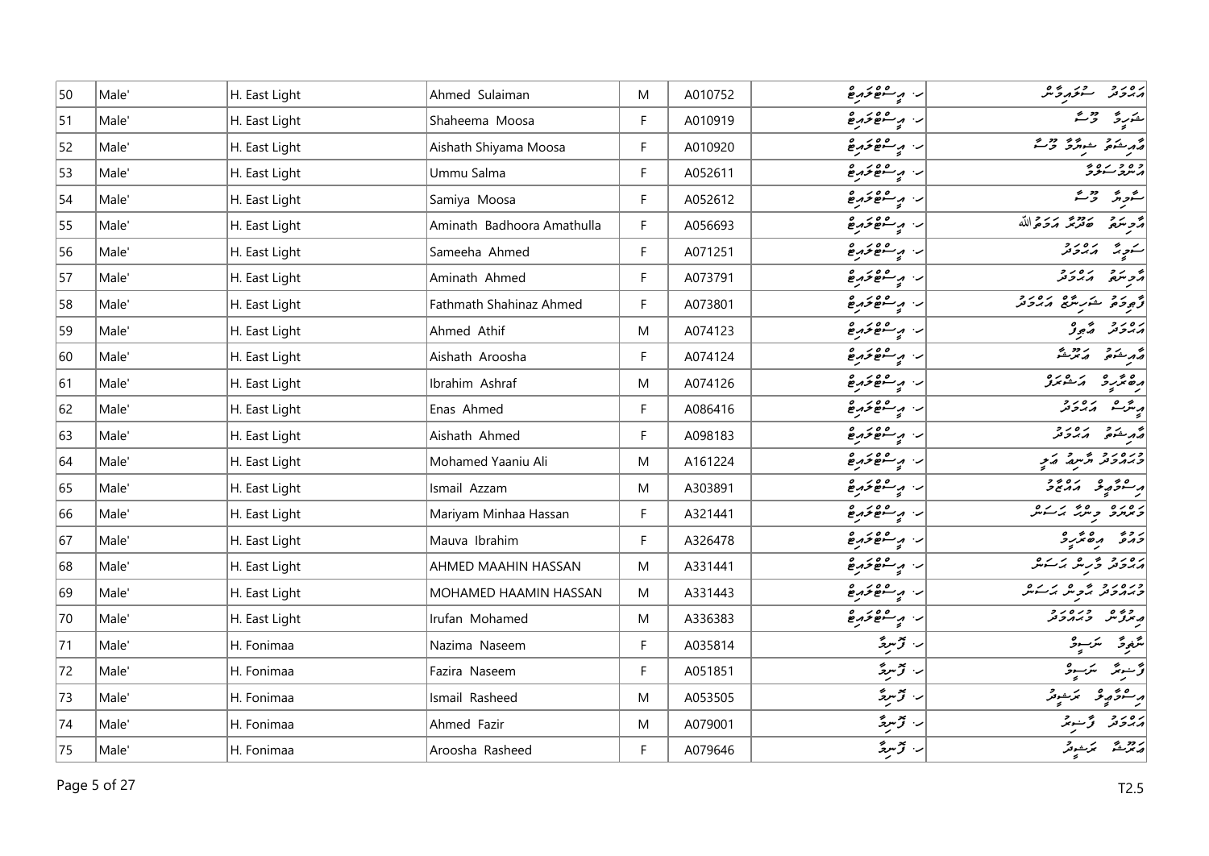| 50 | Male' | H. East Light | Ahmed Sulaiman | M | A010752 | ހ. އީސްޓްލައިޓް | އަހުމަދު ސުލައިމާން |
|---|---|---|---|---|---|---|---|
| 51 | Male' | H. East Light | Shaheema Moosa | F | A010919 | ހ. އީސްޓްލައިޓް | ޝަހީމާ މޫސާ |
| 52 | Male' | H. East Light | Aishath Shiyama Moosa | F | A010920 | ހ. އީސްޓްލައިޓް | އާއިޝަތު ޝިޔާމާ މޫސާ |
| 53 | Male' | H. East Light | Ummu Salma | F | A052611 | ހ. އީސްޓްލައިޓް | އުއްމު ސަލްމާ |
| 54 | Male' | H. East Light | Samiya Moosa | F | A052612 | ހ. އީސްޓްލައިޓް | ސާމިޔާ މޫސާ |
| 55 | Male' | H. East Light | Aminath Badhoora Amathulla | F | A056693 | ހ. އީސްޓްލައިޓް | އާމިނަތު ބަދޫރާ އަމަތުﷲ |
| 56 | Male' | H. East Light | Sameeha Ahmed | F | A071251 | ހ. އީސްޓްލައިޓް | ސަމީހާ އަހުމަދު |
| 57 | Male' | H. East Light | Aminath Ahmed | F | A073791 | ހ. އީސްޓްލައިޓް | އާމިނަތު އަހުމަދު |
| 58 | Male' | H. East Light | Fathmath Shahinaz Ahmed | F | A073801 | ހ. އީސްޓްލައިޓް | ފާތިމަތު ޝަހިނާޒް އަހުމަދު |
| 59 | Male' | H. East Light | Ahmed Athif | M | A074123 | ހ. އީސްޓްލައިޓް | އަހުމަދު އާތިފު |
| 60 | Male' | H. East Light | Aishath Aroosha | F | A074124 | ހ. އީސްޓްލައިޓް | އާއިޝަތު އަރޫޝާ |
| 61 | Male' | H. East Light | Ibrahim Ashraf | M | A074126 | ހ. އީސްޓްލައިޓް | އިބްރާހީމް އަޝްރަފް |
| 62 | Male' | H. East Light | Enas Ahmed | F | A086416 | ހ. އީސްޓްލައިޓް | އީނާސް އަހުމަދު |
| 63 | Male' | H. East Light | Aishath Ahmed | F | A098183 | ހ. އީސްޓްލައިޓް | އާއިޝަތު އަހުމަދު |
| 64 | Male' | H. East Light | Mohamed Yaaniu Ali | M | A161224 | ހ. އީސްޓްލައިޓް | މުހައްމަދު ޔާނިއު އަލި |
| 65 | Male' | H. East Light | Ismail Azzam | M | A303891 | ހ. އީސްޓްލައިޓް | އިސްމާއިލް އައްޒާމް |
| 66 | Male' | H. East Light | Mariyam Minhaa Hassan | F | A321441 | ހ. އީސްޓްލައިޓް | މަރިޔަމް މިންހާ ހަސަން |
| 67 | Male' | H. East Light | Mauva Ibrahim | F | A326478 | ހ. އީސްޓްލައިޓް | މައުވާ އިބްރާހީމް |
| 68 | Male' | H. East Light | AHMED MAAHIN HASSAN | M | A331441 | ހ. އީސްޓްލައިޓް | އަހުމަދު މާހިން ހަސަން |
| 69 | Male' | H. East Light | MOHAMED HAAMIN HASSAN | M | A331443 | ހ. އީސްޓްލައިޓް | މުހައްމަދު ހާމިން ހަސަން |
| 70 | Male' | H. East Light | Irufan Mohamed | M | A336383 | ހ. އީސްޓްލައިޓް | އިރުފާން މުހައްމަދު |
| 71 | Male' | H. Fonimaa | Nazima Naseem | F | A035814 | ހ. ފޮނިމާ | ނާޒިމާ ނަސީމް |
| 72 | Male' | H. Fonimaa | Fazira Naseem | F | A051851 | ހ. ފޮނިމާ | ފާޒިރާ ނަސީމް |
| 73 | Male' | H. Fonimaa | Ismail Rasheed | M | A053505 | ހ. ފޮނިމާ | އިސްމާއިލް ރަޝީދު |
| 74 | Male' | H. Fonimaa | Ahmed Fazir | M | A079001 | ހ. ފޮނިމާ | އަހުމަދު ފާޒިރު |
| 75 | Male' | H. Fonimaa | Aroosha Rasheed | F | A079646 | ހ. ފޮނިމާ | އަރޫޝާ ރަޝީދު |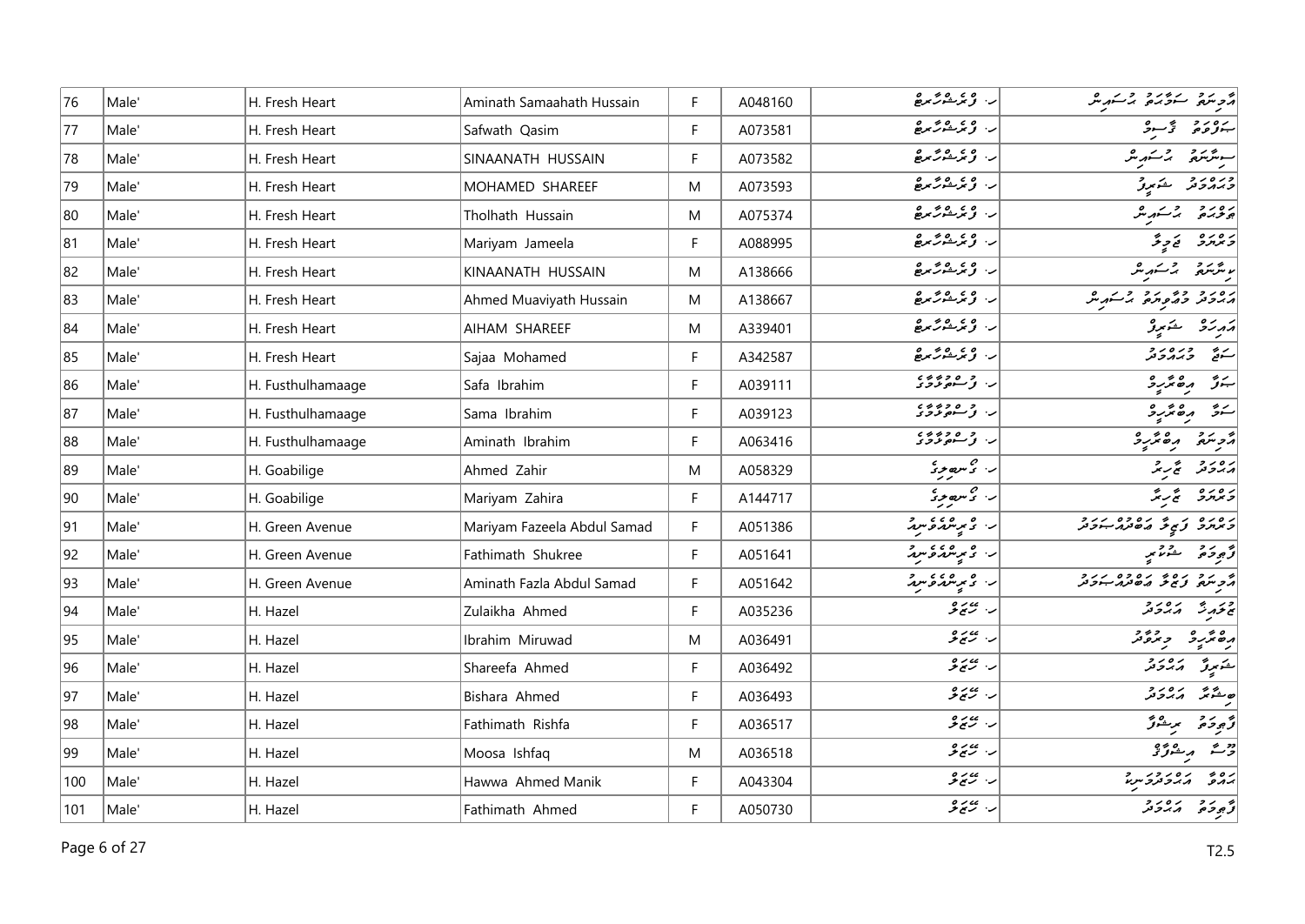| 76 | Male' | H. Fresh Heart | Aminath Samaahath Hussain | F | A048160 | ހ. ފްރެޝްހާޓް | އާމިނަތު ސަމާހަތު ހުސައިން |
|---|---|---|---|---|---|---|---|
| 77 | Male' | H. Fresh Heart | Safwath Qasim | F | A073581 | ހ. ފްރެޝްހާޓް | ސަފްވަތު ޤާސިމް |
| 78 | Male' | H. Fresh Heart | SINAANATH HUSSAIN | F | A073582 | ހ. ފްރެޝްހާޓް | ސިނާނަތު ހުސައިން |
| 79 | Male' | H. Fresh Heart | MOHAMED SHAREEF | M | A073593 | ހ. ފްރެޝްހާޓް | މުހައްމަދު ޝަރީފް |
| 80 | Male' | H. Fresh Heart | Tholhath Hussain | M | A075374 | ހ. ފްރެޝްހާޓް | ތޯލްހަތު ހުސައިން |
| 81 | Male' | H. Fresh Heart | Mariyam Jameela | F | A088995 | ހ. ފްރެޝްހާޓް | މަރިޔަމް ޖަމީލާ |
| 82 | Male' | H. Fresh Heart | KINAANATH HUSSAIN | M | A138666 | ހ. ފްރެޝްހާޓް | ކިނާނަތު ހުސައިން |
| 83 | Male' | H. Fresh Heart | Ahmed Muaviyath Hussain | M | A138667 | ހ. ފްރެޝްހާޓް | އަހުމަދު މުއާވިޔަތު ހުސައިން |
| 84 | Male' | H. Fresh Heart | AIHAM SHAREEF | M | A339401 | ހ. ފްރެޝްހާޓް | އައިހަމް ޝަރީފް |
| 85 | Male' | H. Fresh Heart | Sajaa Mohamed | F | A342587 | ހ. ފްރެޝްހާޓް | ސަޖާ މުހައްމަދު |
| 86 | Male' | H. Fusthulhamaage | Safa Ibrahim | F | A039111 | ހ. ފުސްތުލްހަމާގެ | ސަފާ އިބްރާހީމް |
| 87 | Male' | H. Fusthulhamaage | Sama Ibrahim | F | A039123 | ހ. ފުސްތުލްހަމާގެ | ސަމާ އިބްރާހީމް |
| 88 | Male' | H. Fusthulhamaage | Aminath Ibrahim | F | A063416 | ހ. ފުސްތުލްހަމާގެ | އާމިނަތު އިބްރާހީމް |
| 89 | Male' | H. Goabilige | Ahmed Zahir | M | A058329 | ހ. ގޯބިލިގެ | އަހުމަދު ޒާހިރު |
| 90 | Male' | H. Goabilige | Mariyam Zahira | F | A144717 | ހ. ގޯބިލިގެ | މަރިޔަމް ޒާހިރާ |
| 91 | Male' | H. Green Avenue | Mariyam Fazeela Abdul Samad | F | A051386 | ހ. ގްރީންއެވެނިއު | މަރިޔަމް ފަޒީލާ އަބްދުއްސަމަދު |
| 92 | Male' | H. Green Avenue | Fathimath Shukree | F | A051641 | ހ. ގްރީންއެވެނިއު | ފާތިމަތު ޝުކްރީ |
| 93 | Male' | H. Green Avenue | Aminath Fazla Abdul Samad | F | A051642 | ހ. ގްރީންއެވެނިއު | އާމިނަތު ފަޟްލާ އަބްދުއްސަމަދު |
| 94 | Male' | H. Hazel | Zulaikha Ahmed | F | A035236 | ހ. ހޭޒަލް | ޒުލައިހާ އަހުމަދު |
| 95 | Male' | H. Hazel | Ibrahim Miruwad | M | A036491 | ހ. ހޭޒަލް | އިބްރާހީމް މިރުވަދު |
| 96 | Male' | H. Hazel | Shareefa Ahmed | F | A036492 | ހ. ހޭޒަލް | ޝަރީފާ އަހުމަދު |
| 97 | Male' | H. Hazel | Bishara Ahmed | F | A036493 | ހ. ހޭޒަލް | ބިޝާރާ އަހުމަދު |
| 98 | Male' | H. Hazel | Fathimath Rishfa | F | A036517 | ހ. ހޭޒަލް | ފާތިމަތު ރިޝްފާ |
| 99 | Male' | H. Hazel | Moosa Ishfaq | M | A036518 | ހ. ހޭޒަލް | މޫސާ އިޝްފާޤް |
| 100 | Male' | H. Hazel | Hawwa Ahmed Manik | F | A043304 | ހ. ހޭޒަލް | ހައްވާ އަހުމަދުމަނިކު |
| 101 | Male' | H. Hazel | Fathimath Ahmed | F | A050730 | ހ. ހޭޒަލް | ފާތިމަތު އަހުމަދު |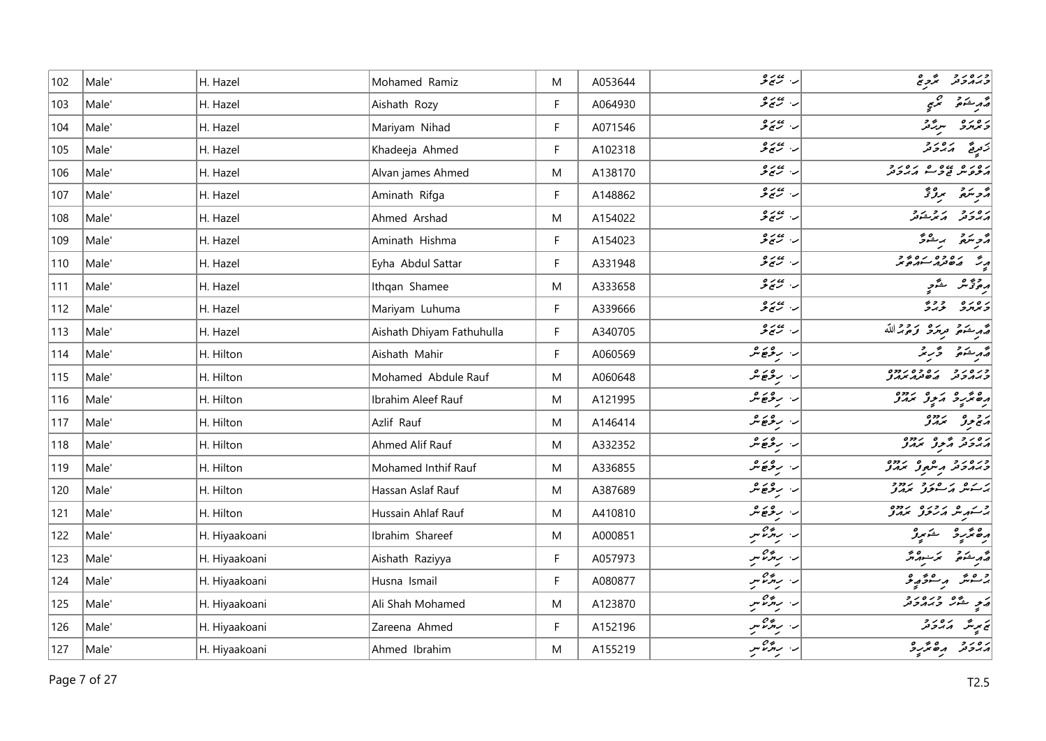| 102 | Male' | H. Hazel | Mohamed Ramiz | M | A053644 | ހ. ހޭޒަލް | މުހައްމަދު ރާމިޒް |
|---|---|---|---|---|---|---|---|
| 103 | Male' | H. Hazel | Aishath Rozy | F | A064930 | ހ. ހޭޒަލް | އައިޝަތު ރޯޒީ |
| 104 | Male' | H. Hazel | Mariyam Nihad | F | A071546 | ހ. ހޭޒަލް | މަރިޔަމް ނިހާދު |
| 105 | Male' | H. Hazel | Khadeeja Ahmed | F | A102318 | ހ. ހޭޒަލް | ޚަދީޖާ އަހުމަދު |
| 106 | Male' | H. Hazel | Alvan james Ahmed | M | A138170 | ހ. ހޭޒަލް | އަލްވަން ޖޭމްސް އަހުމަދު |
| 107 | Male' | H. Hazel | Aminath Rifga | F | A148862 | ހ. ހޭޒަލް | އާމިނަތު ރިފްގާ |
| 108 | Male' | H. Hazel | Ahmed Arshad | M | A154022 | ހ. ހޭޒަލް | އަހުމަދު އަރުޝަދު |
| 109 | Male' | H. Hazel | Aminath Hishma | F | A154023 | ހ. ހޭޒަލް | އާމިނަތު ހިޝްމާ |
| 110 | Male' | H. Hazel | Eyha Abdul Sattar | F | A331948 | ހ. ހޭޒަލް | އީހާ އަބްދުލް ސައްތާރު |
| 111 | Male' | H. Hazel | Ithqan Shamee | M | A333658 | ހ. ހޭޒަލް | އިތުޤާން ޝާމީ |
| 112 | Male' | H. Hazel | Mariyam Luhuma | F | A339666 | ހ. ހޭޒަލް | މަރިޔަމް ލުހުމާ |
| 113 | Male' | H. Hazel | Aishath Dhiyam Fathuhulla | F | A340705 | ހ. ހޭޒަލް | އައިޝަތު ދިޔަމް ފަތުހުﷲ |
| 114 | Male' | H. Hilton | Aishath Mahir | F | A060569 | ހ. ހިލްޓަން | އައިޝަތު މާހިރު |
| 115 | Male' | H. Hilton | Mohamed Abdule Rauf | M | A060648 | ހ. ހިލްޓަން | މުހައްމަދު އަބްދުއްރަޢޫފް |
| 116 | Male' | H. Hilton | Ibrahim Aleef Rauf | M | A121995 | ހ. ހިލްޓަން | އިބްރާހީމް އަލީފް ރައޫފް |
| 117 | Male' | H. Hilton | Azlif Rauf | M | A146414 | ހ. ހިލްޓަން | އަޒްލިފް ރައޫފް |
| 118 | Male' | H. Hilton | Ahmed Alif Rauf | M | A332352 | ހ. ހިލްޓަން | އަހުމަދު އާލިފް ރައޫފް |
| 119 | Male' | H. Hilton | Mohamed Inthif Rauf | M | A336855 | ހ. ހިލްޓަން | މުހައްމަދު އިންތިފް ރައޫފް |
| 120 | Male' | H. Hilton | Hassan Aslaf Rauf | M | A387689 | ހ. ހިލްޓަން | ހަސަން އަސްލަފް ރައޫފް |
| 121 | Male' | H. Hilton | Hussain Ahlaf Rauf | M | A410810 | ހ. ހިލްޓަން | ހުސައިން އަހްލަފް ރައޫފް |
| 122 | Male' | H. Hiyaakoani | Ibrahim Shareef | M | A000851 | ހ. ހިޔާކޯނި | އިބްރާހީމް ޝަރީފް |
| 123 | Male' | H. Hiyaakoani | Aishath Raziyya | F | A057973 | ހ. ހިޔާކޯނި | އައިޝަތު ރަޒިއްޔާ |
| 124 | Male' | H. Hiyaakoani | Husna Ismail | F | A080877 | ހ. ހިޔާކޯނި | ހުސްނާ އިސްމާޢީލް |
| 125 | Male' | H. Hiyaakoani | Ali Shah Mohamed | M | A123870 | ހ. ހިޔާކޯނި | އަލީ ޝާހް މުހައްމަދު |
| 126 | Male' | H. Hiyaakoani | Zareena Ahmed | F | A152196 | ހ. ހިޔާކޯނި | ޒަރީނާ އަހުމަދު |
| 127 | Male' | H. Hiyaakoani | Ahmed Ibrahim | M | A155219 | ހ. ހިޔާކޯނި | އަހުމަދު އިބްރާހީމް |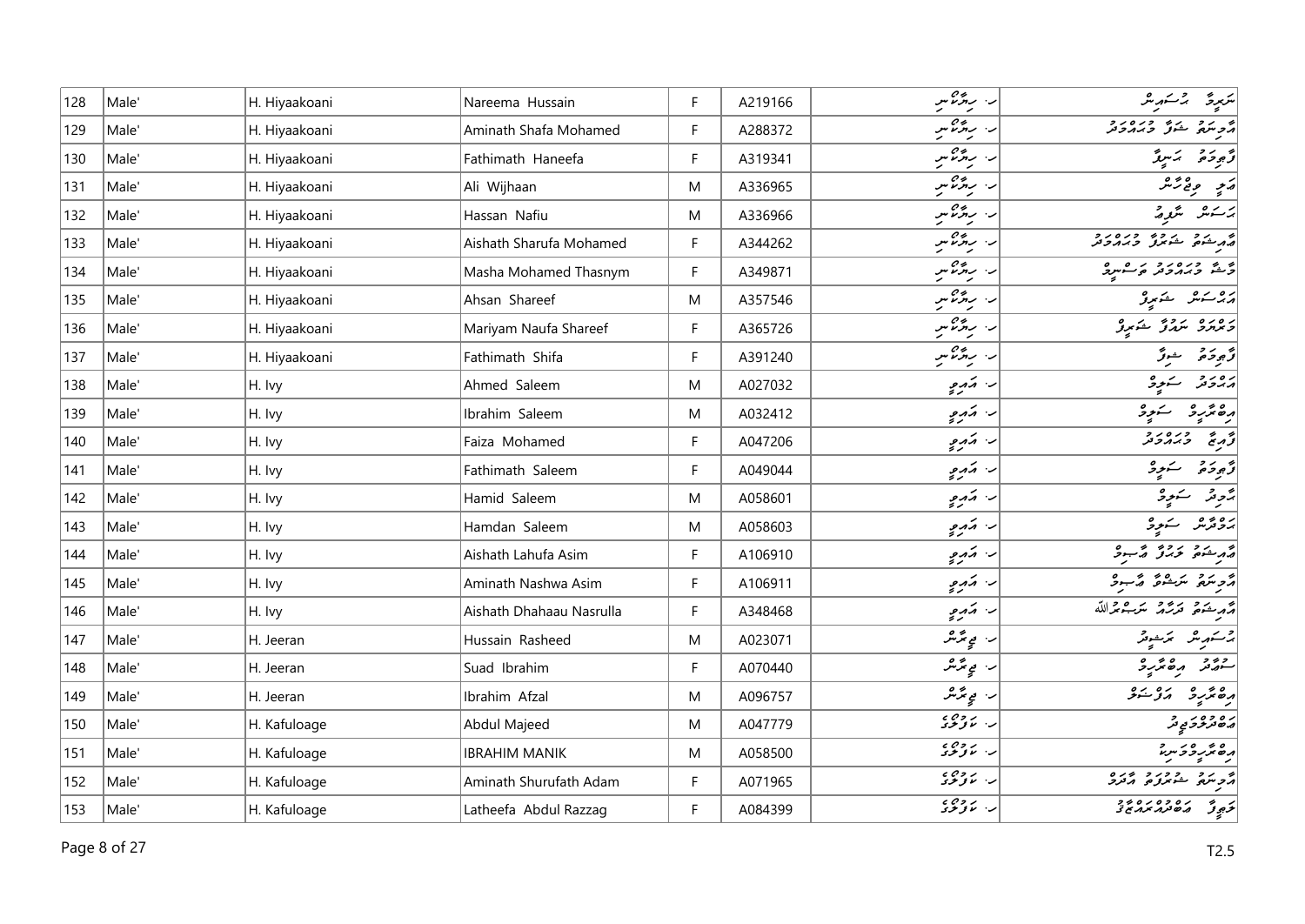| 128 | Male' | H. Hiyaakoani | Nareema Hussain | F | A219166 | ހ. ހިޔާކޯނި | ނަރީމާ ހުސައިން |
|---|---|---|---|---|---|---|---|
| 129 | Male' | H. Hiyaakoani | Aminath Shafa Mohamed | F | A288372 | ހ. ހިޔާކޯނި | އާމިނަތު ޝަފާ މުޙައްމަދު |
| 130 | Male' | H. Hiyaakoani | Fathimath Haneefa | F | A319341 | ހ. ހިޔާކޯނި | ފާތިމަތު ހަނީފާ |
| 131 | Male' | H. Hiyaakoani | Ali Wijhaan | M | A336965 | ހ. ހިޔާކޯނި | އަލި ވިޖްހާން |
| 132 | Male' | H. Hiyaakoani | Hassan Nafiu | M | A336966 | ހ. ހިޔާކޯނި | ހަސަން ނާފިއު |
| 133 | Male' | H. Hiyaakoani | Aishath Sharufa Mohamed | F | A344262 | ހ. ހިޔާކޯނި | އާއިޝަތު ޝަރުފާ މުޙައްމަދު |
| 134 | Male' | H. Hiyaakoani | Masha Mohamed Thasnym | F | A349871 | ހ. ހިޔާކޯނި | މާޝާ މުޙައްމަދު ތަސްނީމް |
| 135 | Male' | H. Hiyaakoani | Ahsan Shareef | M | A357546 | ހ. ހިޔާކޯނި | އަޙްސަން ޝަރީފް |
| 136 | Male' | H. Hiyaakoani | Mariyam Naufa Shareef | F | A365726 | ހ. ހިޔާކޯނި | މަރިޔަމް ނައުފާ ޝަރީފް |
| 137 | Male' | H. Hiyaakoani | Fathimath Shifa | F | A391240 | ހ. ހިޔާކޯނި | ފާތިމަތު ޝިފާ |
| 138 | Male' | H. Ivy | Ahmed Saleem | M | A027032 | ހ. އައިވީ | އަޙްމަދު ސަލީމް |
| 139 | Male' | H. Ivy | Ibrahim Saleem | M | A032412 | ހ. އައިވީ | އިބްރާހީމް ސަލީމް |
| 140 | Male' | H. Ivy | Faiza Mohamed | F | A047206 | ހ. އައިވީ | ފާއިޒާ މުޙައްމަދު |
| 141 | Male' | H. Ivy | Fathimath Saleem | F | A049044 | ހ. އައިވީ | ފާތިމަތު ސަލީމް |
| 142 | Male' | H. Ivy | Hamid Saleem | M | A058601 | ހ. އައިވީ | ހާމިދު ސަލީމް |
| 143 | Male' | H. Ivy | Hamdan Saleem | M | A058603 | ހ. އައިވީ | ހަމްދާން ސަލީމް |
| 144 | Male' | H. Ivy | Aishath Lahufa Asim | F | A106910 | ހ. އައިވީ | އާއިޝަތު ލަހުފާ އާސިމް |
| 145 | Male' | H. Ivy | Aminath Nashwa Asim | F | A106911 | ހ. އައިވީ | އާމިނަތު ނަޝްވާ އާސިމް |
| 146 | Male' | H. Ivy | Aishath Dhahaau Nasrulla | F | A348468 | ހ. އައިވީ | އާއިޝަތު ދަހާއު ނަސްރުﷲ |
| 147 | Male' | H. Jeeran | Hussain Rasheed | M | A023071 | ހ. ޖީރާން | ހުސައިން ރަޝީދު |
| 148 | Male' | H. Jeeran | Suad Ibrahim | F | A070440 | ހ. ޖީރާން | ސުޢާދު އިބްރާހީމް |
| 149 | Male' | H. Jeeran | Ibrahim Afzal | M | A096757 | ހ. ޖީރާން | އިބްރާހީމް އަފްޒަލް |
| 150 | Male' | H. Kafuloage | Abdul Majeed | M | A047779 | ހ. ކަފުލޯގެ | އަބްދުލްމަޖީދު |
| 151 | Male' | H. Kafuloage | IBRAHIM MANIK | M | A058500 | ހ. ކަފުލޯގެ | އިބްރާހީމްމަނިކު |
| 152 | Male' | H. Kafuloage | Aminath Shurufath Adam | F | A071965 | ހ. ކަފުލޯގެ | އާމިނަތު ޝުރުފަތު އާދަމް |
| 153 | Male' | H. Kafuloage | Latheefa Abdul Razzag | F | A084399 | ހ. ކަފުލޯގެ | ލަޠީފާ އަބްދުއްރައްޒާގު |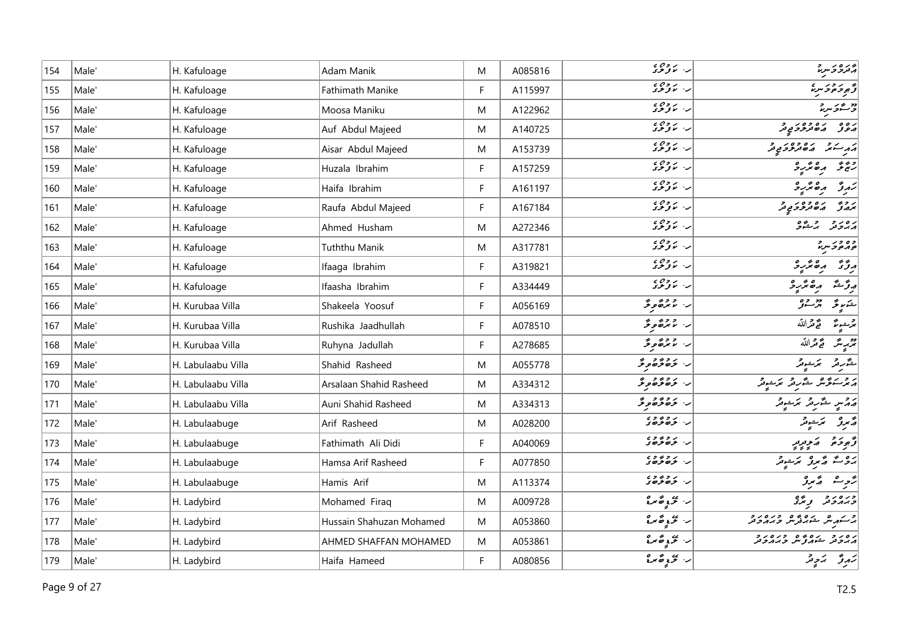| 154 | Male' | H. Kafuloage | Adam Manik | M | A085816 | ر· ئاۋىۋى | ﺃﺩﻡ ﻣﺎﻧﯩﻚ |
|---|---|---|---|---|---|---|---|
| 155 | Male' | H. Kafuloage | Fathimath Manike | F | A115997 | ر· ئاۋىۋى | ﻓﺎﻃﯩﻤﺎ ﻣﺎﻧﯩﻜﯧ |
| 156 | Male' | H. Kafuloage | Moosa Maniku | M | A122962 | ر· ئاۋىۋى | ﻣﻮﺳﺎ ﻣﺎﻧﯩﻜﯘ |
| 157 | Male' | H. Kafuloage | Auf Abdul Majeed | M | A140725 | ر· ئاۋىۋى | ﺃﻭﻑ ﻋﺒﺪﺍﻟﻤﺠﯩﺪ |
| 158 | Male' | H. Kafuloage | Aisar Abdul Majeed | M | A153739 | ر· ئاۋىۋى | ﺃﯩﺴﺎﺭ ﻋﺒﺪﺍﻟﻤﺠﯩﺪ |
| 159 | Male' | H. Kafuloage | Huzala Ibrahim | F | A157259 | ر· ئاۋىۋى | ﺣﯘﺯﺍﻟﺎ ﺇﺑﺮﺍﻫﯩﻢ |
| 160 | Male' | H. Kafuloage | Haifa Ibrahim | F | A161197 | ر· ئاۋىۋى | ﻫﺎﯩﻓﺎ ﺇﺑﺮﺍﻫﯩﻢ |
| 161 | Male' | H. Kafuloage | Raufa Abdul Majeed | F | A167184 | ر· ئاۋىۋى | ﺭﺍﯘﻓﺎ ﻋﺒﺪﺍﻟﻤﺠﯩﺪ |
| 162 | Male' | H. Kafuloage | Ahmed Husham | M | A272346 | ر· ئاۋىۋى | ﺃﺣﻤﺪ ﻫﯘﺷﺎﻡ |
| 163 | Male' | H. Kafuloage | Tuththu Manik | M | A317781 | ر· ئاۋىۋى | ﺗﯘﺗﺘﯘ ﻣﺎﻧﯩﻚ |
| 164 | Male' | H. Kafuloage | Ifaaga Ibrahim | F | A319821 | ر· ئاۋىۋى | ﺇﻓﺎﮔﺎ ﺇﺑﺮﺍﻫﯩﻢ |
| 165 | Male' | H. Kafuloage | Ifaasha Ibrahim | F | A334449 | ر· ئاۋىۋى | ﺇﻓﺎﺷﺎ ﺇﺑﺮﺍﻫﯩﻢ |
| 166 | Male' | H. Kurubaa Villa | Shakeela Yoosuf | F | A056169 | ر· ﻛﯘﺭﯘﺑﺎ ﯞﯩﻠﻼ | ﺷﺎﻛﯩﻠﺎ ﻳﻮﺳﯘﻑ |
| 167 | Male' | H. Kurubaa Villa | Rushika Jaadhullah | F | A078510 | ر· ﻛﯘﺭﯘﺑﺎ ﯞﯩﻠﻼ | ﺭﯘﺷﯩﻜﺎ ﺟﺎﺩﯗﷲ |
| 168 | Male' | H. Kurubaa Villa | Ruhyna Jadullah | F | A278685 | ر· ﻛﯘﺭﯘﺑﺎ ﯞﯩﻠﻼ | ﺭﯘﻫﯩﻨﺎ ﺟﺎﺩﯗﷲ |
| 169 | Male' | H. Labulaabu Villa | Shahid Rasheed | M | A055778 | ر· ﻟﺎﺑﯘﻟﺎﺑﯘ ﯞﯩﻠﻼ | ﺷﺎﻫﯩﺪ ﺭﺍﺷﯩﺪ |
| 170 | Male' | H. Labulaabu Villa | Arsalaan Shahid Rasheed | M | A334312 | ر· ﻟﺎﺑﯘﻟﺎﺑﯘ ﯞﯩﻠﻼ | ﺃﺭﺳﺎﻻﻥ ﺷﺎﻫﯩﺪ ﺭﺍﺷﯩﺪ |
| 171 | Male' | H. Labulaabu Villa | Auni Shahid Rasheed | M | A334313 | ر· ﻟﺎﺑﯘﻟﺎﺑﯘ ﯞﯩﻠﻼ | ﺃﻭﻧﯩ ﺷﺎﻫﯩﺪ ﺭﺍﺷﯩﺪ |
| 172 | Male' | H. Labulaabuge | Arif Rasheed | M | A028200 | ر· ﻟﺎﺑﯘﻟﺎﺑﯘﮔﯧ | ﺃﺭﯩﻒ ﺭﺍﺷﯩﺪ |
| 173 | Male' | H. Labulaabuge | Fathimath Ali Didi | F | A040069 | ر· ﻟﺎﺑﯘﻟﺎﺑﯘﮔﯧ | ﻓﺎﻃﯩﻤﺎ ﺃﻟﯩ ﺩﯩﺪﯨ |
| 174 | Male' | H. Labulaabuge | Hamsa Arif Rasheed | F | A077850 | ر· ﻟﺎﺑﯘﻟﺎﺑﯘﮔﯧ | ﻫﺎﻣﺴﺎ ﺃﺭﯩﻒ ﺭﺍﺷﯩﺪ |
| 175 | Male' | H. Labulaabuge | Hamis Arif | M | A113374 | ر· ﻟﺎﺑﯘﻟﺎﺑﯘﮔﯧ | ﻫﺎﻣﯩﺲ ﺃﺭﯩﻒ |
| 176 | Male' | H. Ladybird | Mohamed Firaq | M | A009728 | ر· ﻟﯧﺪﯨﺑﯧﺮﺩ | ﻣﯘﺣﺎﻣﻤﺪ ﻓﯩﺮﺍﻕ |
| 177 | Male' | H. Ladybird | Hussain Shahuzan Mohamed | M | A053860 | ر· ﻟﯧﺪﯨﺑﯧﺮﺩ | ﺣﯘﺳﺎﯨﻦ ﺷﺎﻫﯘﺯﺍﻥ ﻣﯘﺣﺎﻣﻤﺪ |
| 178 | Male' | H. Ladybird | AHMED SHAFFAN MOHAMED | M | A053861 | ر· ﻟﯧﺪﯨﺑﯧﺮﺩ | ﺃﺣﻤﺪ ﺷﺎﻓﻔﺎﻥ ﻣﯘﺣﺎﻣﻤﺪ |
| 179 | Male' | H. Ladybird | Haifa Hameed | F | A080856 | ر· ﻟﯧﺪﯨﺑﯧﺮﺩ | ﻫﺎﯩﻓﺎ ﺣﺎﻣﯩﺪ |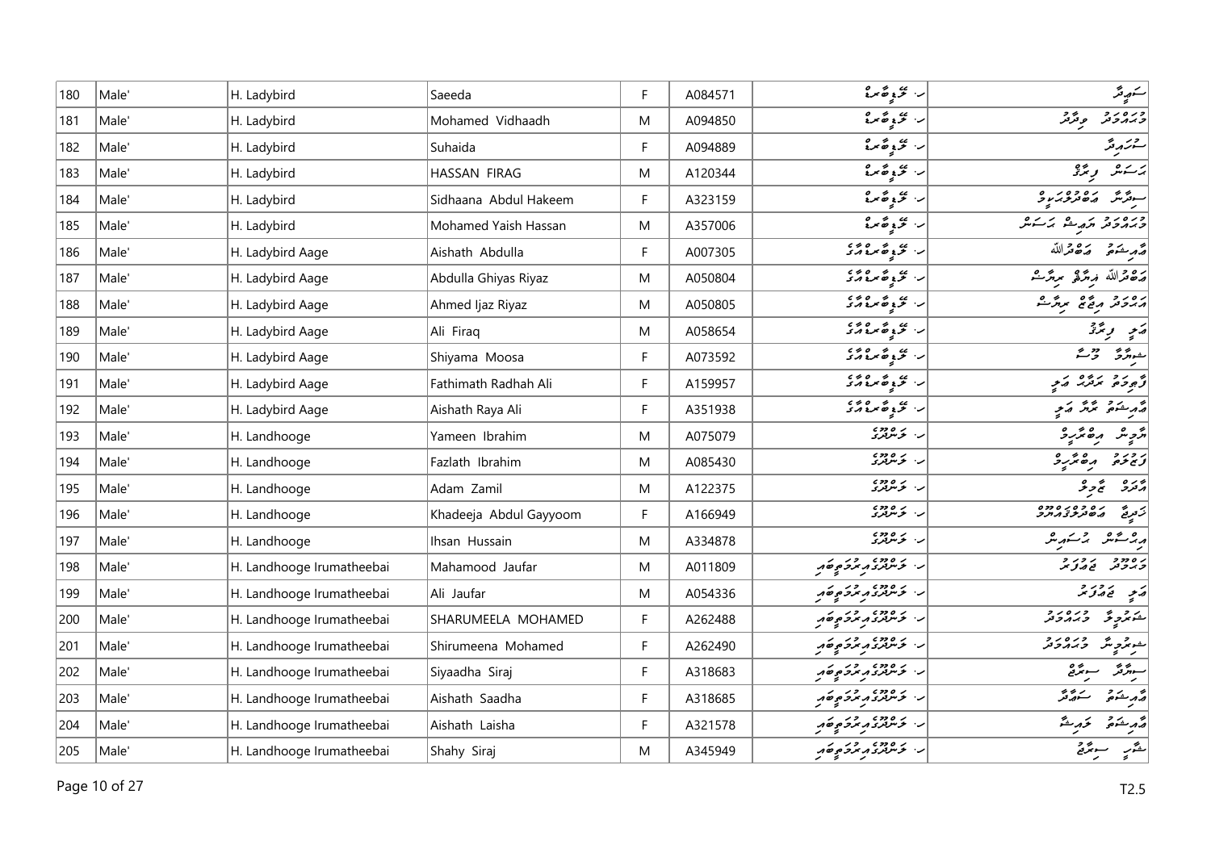| 180 | Male' | H. Ladybird | Saeeda | F | A084571 | ހ. ލޭޑީބާޑް | ސައީދާ |
|---|---|---|---|---|---|---|---|
| 181 | Male' | H. Ladybird | Mohamed Vidhaadh | M | A094850 | ހ. ލޭޑީބާޑް | މުހައްމަދު ވިދާދު |
| 182 | Male' | H. Ladybird | Suhaida | F | A094889 | ހ. ލޭޑީބާޑް | ސުހައިދާ |
| 183 | Male' | H. Ladybird | HASSAN FIRAG | M | A120344 | ހ. ލޭޑީބާޑް | ހަސަން ފިރާގު |
| 184 | Male' | H. Ladybird | Sidhaana Abdul Hakeem | F | A323159 | ހ. ލޭޑީބާޑް | ސިދާނާ އަބްދުލްހަކީމް |
| 185 | Male' | H. Ladybird | Mohamed Yaish Hassan | M | A357006 | ހ. ލޭޑީބާޑް | މުހައްމަދު ޔައިޝް ހަސަން |
| 186 | Male' | H. Ladybird Aage | Aishath Abdulla | F | A007305 | ހ. ލޭޑީބާޑްއާގެ | އައިޝަތު އަބްދުاللهُ |
| 187 | Male' | H. Ladybird Aage | Abdulla Ghiyas Riyaz | M | A050804 | ހ. ލޭޑީބާޑްއާގެ | އަބްދުاللهُ ޣިޔާޘް ރިޔާޒް |
| 188 | Male' | H. Ladybird Aage | Ahmed Ijaz Riyaz | M | A050805 | ހ. ލޭޑީބާޑްއާގެ | އަހްމަދު އިޖާޒް ރިޔާޒް |
| 189 | Male' | H. Ladybird Aage | Ali Firaq | M | A058654 | ހ. ލޭޑީބާޑްއާގެ | އަލި ފިރާގު |
| 190 | Male' | H. Ladybird Aage | Shiyama Moosa | F | A073592 | ހ. ލޭޑީބާޑްއާގެ | ޝިޔާމާ މޫސާ |
| 191 | Male' | H. Ladybird Aage | Fathimath Radhah Ali | F | A159957 | ހ. ލޭޑީބާޑްއާގެ | ފާތިމަތު ރަދާހް އަލި |
| 192 | Male' | H. Ladybird Aage | Aishath Raya Ali | F | A351938 | ހ. ލޭޑީބާޑްއާގެ | އައިޝަތު ރާޔާ އަލި |
| 193 | Male' | H. Landhooge | Yameen Ibrahim | M | A075079 | ހ. ލަންދޫގެ | ޔާމީން އިބްރާހީމް |
| 194 | Male' | H. Landhooge | Fazlath Ibrahim | M | A085430 | ހ. ލަންދޫގެ | ފަޒުލަތު އިބްރާހީމް |
| 195 | Male' | H. Landhooge | Adam Zamil | M | A122375 | ހ. ލަންދޫގެ | އާދަމް ޒާމިލް |
| 196 | Male' | H. Landhooge | Khadeeja Abdul Gayyoom | F | A166949 | ހ. ލަންދޫގެ | ޚަދީޖާ އަބްދުލްޤައްޔޫމް |
| 197 | Male' | H. Landhooge | Ihsan Hussain | M | A334878 | ހ. ލަންދޫގެ | އިޙްސާން ހުސައިން |
| 198 | Male' | H. Landhooge Irumatheebai | Mahamood Jaufar | M | A011809 | ހ. ލަންދޫގެ އިރުމަތީބައި | މަހްމޫދު ޖައުފަރު |
| 199 | Male' | H. Landhooge Irumatheebai | Ali Jaufar | M | A054336 | ހ. ލަންދޫގެ އިރުމަތީބައި | އަލި ޖައުފަރު |
| 200 | Male' | H. Landhooge Irumatheebai | SHARUMEELA MOHAMED | F | A262488 | ހ. ލަންދޫގެ އިރުމަތީބައި | ޝަރުމީލާ މުހައްމަދު |
| 201 | Male' | H. Landhooge Irumatheebai | Shirumeena Mohamed | F | A262490 | ހ. ލަންދޫގެ އިރުމަތީބައި | ޝިރުމީނާ މުހައްމަދު |
| 202 | Male' | H. Landhooge Irumatheebai | Siyaadha Siraj | F | A318683 | ހ. ލަންދޫގެ އިރުމަތީބައި | ސިޔާދާ ސިރާޖު |
| 203 | Male' | H. Landhooge Irumatheebai | Aishath Saadha | F | A318685 | ހ. ލަންދޫގެ އިރުމަތީބައި | އައިޝަތު ސަޢާދާ |
| 204 | Male' | H. Landhooge Irumatheebai | Aishath Laisha | F | A321578 | ހ. ލަންދޫގެ އިރުމަތީބައި | އައިޝަތު ލައިޝާ |
| 205 | Male' | H. Landhooge Irumatheebai | Shahy Siraj | M | A345949 | ހ. ލަންދޫގެ އިރުމަތީބައި | ޝާހީ ސިރާޖު |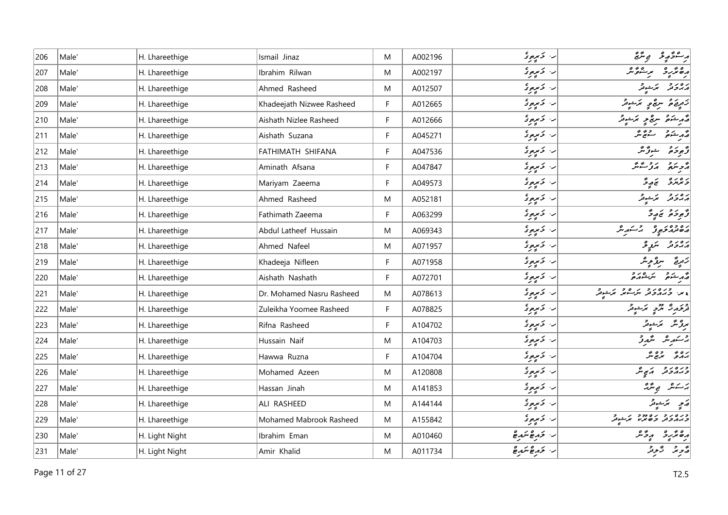| 206 | Male' | H. Lhareethige | Ismail Jinaz | M | A002196 | ހ. ޅަރީތިގެ | އިސްމާޢީލް ޖިނާޒް |
|---|---|---|---|---|---|---|---|
| 207 | Male' | H. Lhareethige | Ibrahim Rilwan | M | A002197 | ހ. ޅަރީތިގެ | އިބްރާހީމް ރިލްވާން |
| 208 | Male' | H. Lhareethige | Ahmed Rasheed | M | A012507 | ހ. ޅަރީތިގެ | އަޙްމަދު ރަޝީދު |
| 209 | Male' | H. Lhareethige | Khadeejath Nizwee Rasheed | F | A012665 | ހ. ޅަރީތިގެ | ޚަދީޖަތު ނިޒްވީ ރަޝީދު |
| 210 | Male' | H. Lhareethige | Aishath Nizlee Rasheed | F | A012666 | ހ. ޅަރީތިގެ | އާއިޝަތު ނިޒްލީ ރަޝީދު |
| 211 | Male' | H. Lhareethige | Aishath Suzana | F | A045271 | ހ. ޅަރީތިގެ | އާއިޝަތު ސުޒާނާ |
| 212 | Male' | H. Lhareethige | FATHIMATH SHIFANA | F | A047536 | ހ. ޅަރީތިގެ | ފާތިމަތު ޝިފާނާ |
| 213 | Male' | H. Lhareethige | Aminath Afsana | F | A047847 | ހ. ޅަރީތިގެ | އާމިނަތު އަފްސާނާ |
| 214 | Male' | H. Lhareethige | Mariyam Zaeema | F | A049573 | ހ. ޅަރީތިގެ | މަރިޔަމް ޒަޢީމާ |
| 215 | Male' | H. Lhareethige | Ahmed Rasheed | M | A052181 | ހ. ޅަރީތިގެ | އަޙްމަދު ރަޝީދު |
| 216 | Male' | H. Lhareethige | Fathimath Zaeema | F | A063299 | ހ. ޅަރީތިގެ | ފާތިމަތު ޒަޢީމާ |
| 217 | Male' | H. Lhareethige | Abdul Latheef Hussain | M | A069343 | ހ. ޅަރީތިގެ | އަބްދުލްލަޠީފް ޙުސައިން |
| 218 | Male' | H. Lhareethige | Ahmed Nafeel | M | A071957 | ހ. ޅަރީތިގެ | އަޙްމަދު ނަފީލް |
| 219 | Male' | H. Lhareethige | Khadeeja Nifleen | F | A071958 | ހ. ޅަރީތިގެ | ޚަދީޖާ ނިފްލީން |
| 220 | Male' | H. Lhareethige | Aishath Nashath | F | A072701 | ހ. ޅަރީތިގެ | އާއިޝަތު ނަޝާޠު |
| 221 | Male' | H. Lhareethige | Dr. Mohamed Nasru Rasheed | M | A078613 | ހ. ޅަރީތިގެ | ޑރ. މުޙައްމަދު ނަސްރު ރަޝީދު |
| 222 | Male' | H. Lhareethige | Zuleikha Yoomee Rasheed | F | A078825 | ހ. ޅަރީތިގެ | ޒުލައިޚާ ޔޫމީ ރަޝީދު |
| 223 | Male' | H. Lhareethige | Rifna Rasheed | F | A104702 | ހ. ޅަރީތިގެ | ރިފްނާ ރަޝީދު |
| 224 | Male' | H. Lhareethige | Hussain Naif | M | A104703 | ހ. ޅަރީތިގެ | ޙުސައިން ނާއިފް |
| 225 | Male' | H. Lhareethige | Hawwa Ruzna | F | A104704 | ހ. ޅަރީތިގެ | ޙައްވާ ރުޒްނާ |
| 226 | Male' | H. Lhareethige | Mohamed Azeen | M | A120808 | ހ. ޅަރީތިގެ | މުޙައްމަދު އަޒީން |
| 227 | Male' | H. Lhareethige | Hassan Jinah | M | A141853 | ހ. ޅަރީތިގެ | ޙަސަން ޖިނާޙް |
| 228 | Male' | H. Lhareethige | ALI RASHEED | M | A144144 | ހ. ޅަރީތިގެ | އަލި ރަޝީދު |
| 229 | Male' | H. Lhareethige | Mohamed Mabrook Rasheed | M | A155842 | ހ. ޅަރީތިގެ | މުޙައްމަދު މަބްރޫކު ރަޝީދު |
| 230 | Male' | H. Light Night | Ibrahim Eman | M | A010460 | ހ. ލައިޓްނައިޓް | އިބްރާހީމް އީމާން |
| 231 | Male' | H. Light Night | Amir Khalid | M | A011734 | ހ. ލައިޓްނައިޓް | އާމިރު ހާލިދު |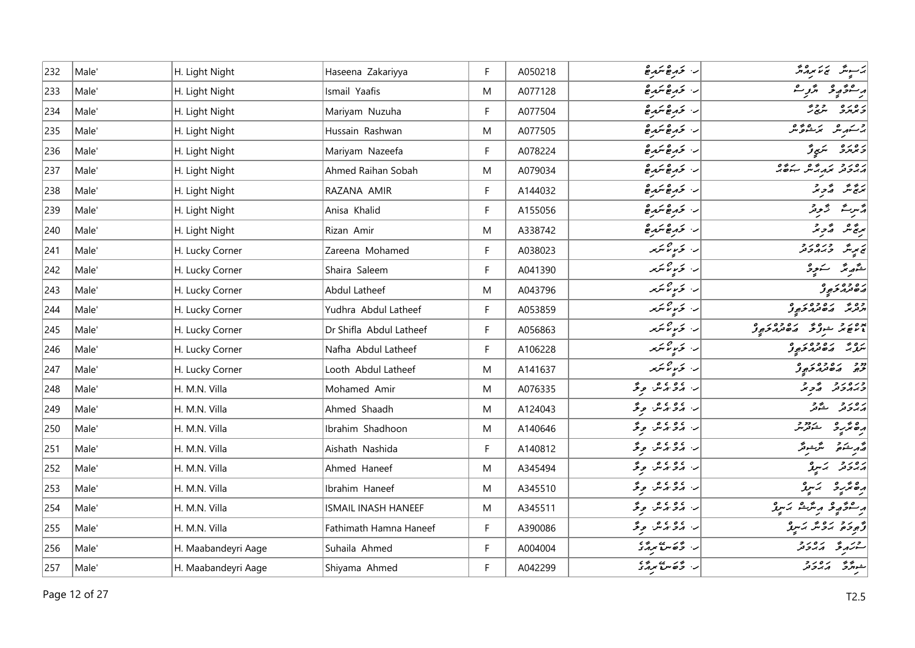| 232 | Male' | H. Light Night | Haseena Zakariyya | F | A050218 | ހ. ލައިޓްނައިޓް | ހަސީނާ ޒަކަރިއްޔާ |
|---|---|---|---|---|---|---|---|
| 233 | Male' | H. Light Night | Ismail Yaafis | M | A077128 | ހ. ލައިޓްނައިޓް | އިސްމާއިލް ޔާފިސް |
| 234 | Male' | H. Light Night | Mariyam Nuzuha | F | A077504 | ހ. ލައިޓްނައިޓް | މަރިޔަމް ނުޒުހާ |
| 235 | Male' | H. Light Night | Hussain Rashwan | M | A077505 | ހ. ލައިޓްނައިޓް | ހުސައިން ރަޝްވާން |
| 236 | Male' | H. Light Night | Mariyam Nazeefa | F | A078224 | ހ. ލައިޓްނައިޓް | މަރިޔަމް ނަޒީފާ |
| 237 | Male' | H. Light Night | Ahmed Raihan Sobah | M | A079034 | ހ. ލައިޓްނައިޓް | އަޙްމަދު ރައިހާން ސަބާހް |
| 238 | Male' | H. Light Night | RAZANA AMIR | F | A144032 | ހ. ލައިޓްނައިޓް | ރަޒާނާ އާމިރު |
| 239 | Male' | H. Light Night | Anisa Khalid | F | A155056 | ހ. ލައިޓްނައިޓް | އަނީސާ ޚާލިދު |
| 240 | Male' | H. Light Night | Rizan Amir | M | A338742 | ހ. ލައިޓްނައިޓް | ރިޒާން އާމިރު |
| 241 | Male' | H. Lucky Corner | Zareena Mohamed | F | A038023 | ހ. ލަކީކޯނަރ | ޒަރީނާ މުޙައްމަދު |
| 242 | Male' | H. Lucky Corner | Shaira Saleem | F | A041390 | ހ. ލަކީކޯނަރ | ޝާއިރާ ސަލީމް |
| 243 | Male' | H. Lucky Corner | Abdul Latheef | M | A043796 | ހ. ލަކީކޯނަރ | އަބްދުއްލަޠީފް |
| 244 | Male' | H. Lucky Corner | Yudhra Abdul Latheef | F | A053859 | ހ. ލަކީކޯނަރ | ޔުދްރާ އަބްދުއްލަޠީފް |
| 245 | Male' | H. Lucky Corner | Dr Shifla Abdul Latheef | F | A056863 | ހ. ލަކީކޯނަރ | ޑޮކްޓަރ ޝިފްލާ އަބްދުއްލަޠީފް |
| 246 | Male' | H. Lucky Corner | Nafha Abdul Latheef | F | A106228 | ހ. ލަކީކޯނަރ | ނަފްހާ އަބްދުއްލަޠީފް |
| 247 | Male' | H. Lucky Corner | Looth Abdul Latheef | M | A141637 | ހ. ލަކީކޯނަރ | ލޫތު އަބްދުއްލަޠީފް |
| 248 | Male' | H. M.N. Villa | Mohamed Amir | M | A076335 | ހ. އެމްއެން ވިލާ | މުޙައްމަދު އާމިރު |
| 249 | Male' | H. M.N. Villa | Ahmed Shaadh | M | A124043 | ހ. އެމްއެން ވިލާ | އަޙްމަދު ޝާދު |
| 250 | Male' | H. M.N. Villa | Ibrahim Shadhoon | M | A140646 | ހ. އެމްއެން ވިލާ | އިބްރާހިމް ޝަދޫން |
| 251 | Male' | H. M.N. Villa | Aishath Nashida | F | A140812 | ހ. އެމްއެން ވިލާ | އާއިޝަތު ނާޝިދާ |
| 252 | Male' | H. M.N. Villa | Ahmed Haneef | M | A345494 | ހ. އެމްއެން ވިލާ | އަޙްމަދު ހަނީފް |
| 253 | Male' | H. M.N. Villa | Ibrahim Haneef | M | A345510 | ހ. އެމްއެން ވިލާ | އިބްރާހިމް ހަނީފް |
| 254 | Male' | H. M.N. Villa | ISMAIL INASH HANEEF | M | A345511 | ހ. އެމްއެން ވިލާ | އިސްމާއިލް އިނާޝް ހަނީފް |
| 255 | Male' | H. M.N. Villa | Fathimath Hamna Haneef | F | A390086 | ހ. އެމްއެން ވިލާ | ފާތިމަތު ހަމްނާ ހަނީފް |
| 256 | Male' | H. Maabandeyri Aage | Suhaila Ahmed | F | A004004 | ހ. މާބަނޑޭރިއާގެ | ސުހައިލާ އަޙްމަދު |
| 257 | Male' | H. Maabandeyri Aage | Shiyama Ahmed | F | A042299 | ހ. މާބަނޑޭރިއާގެ | ޝިޔާމާ އަޙްމަދު |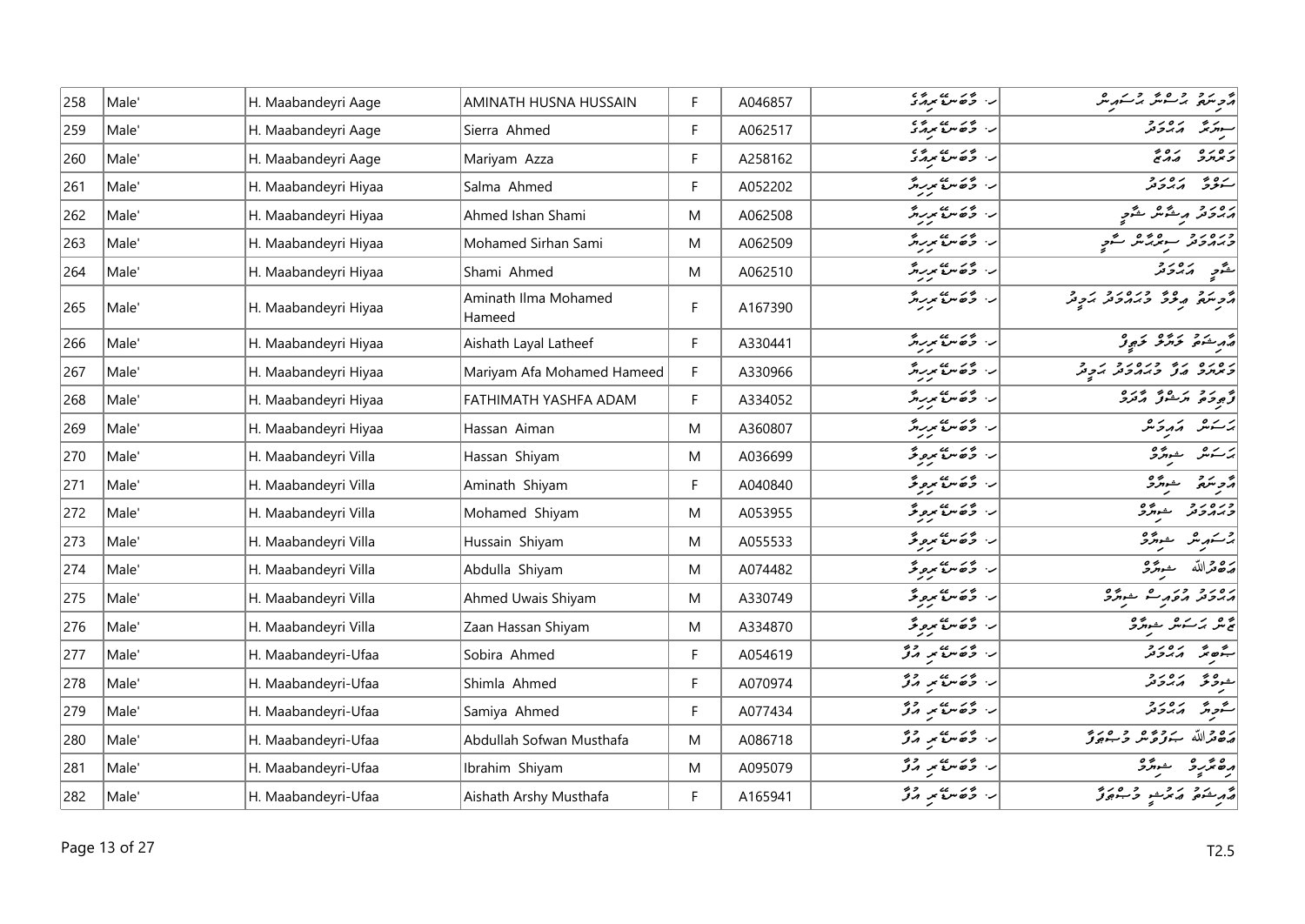| 258 | Male' | H. Maabandeyri Aage | AMINATH HUSNA HUSSAIN | F | A046857 | ހ. މާބަނޑޭރިއާގެ | އާމިނަތު ހުސްނާ ހުސައިން |
|---|---|---|---|---|---|---|---|
| 259 | Male' | H. Maabandeyri Aage | Sierra Ahmed | F | A062517 | ހ. މާބަނޑޭރިއާގެ | ސިއްރާ އަޙްމަދު |
| 260 | Male' | H. Maabandeyri Aage | Mariyam Azza | F | A258162 | ހ. މާބަނޑޭރިއާގެ | މަރިޔަމް އައްޒާ |
| 261 | Male' | H. Maabandeyri Hiyaa | Salma Ahmed | F | A052202 | ހ. މާބަނޑޭރިހިޔާ | ސަލްމާ އަޙްމަދު |
| 262 | Male' | H. Maabandeyri Hiyaa | Ahmed Ishan Shami | M | A062508 | ހ. މާބަނޑޭރިހިޔާ | އަޙްމަދު އިޝާން ޝާމި |
| 263 | Male' | H. Maabandeyri Hiyaa | Mohamed Sirhan Sami | M | A062509 | ހ. މާބަނޑޭރިހިޔާ | މުޙައްމަދު ސިރުހާން ސާމި |
| 264 | Male' | H. Maabandeyri Hiyaa | Shami Ahmed | M | A062510 | ހ. މާބަނޑޭރިހިޔާ | ޝާމި އަޙްމަދު |
| 265 | Male' | H. Maabandeyri Hiyaa | Aminath Ilma Mohamed Hameed | F | A167390 | ހ. މާބަނޑޭރިހިޔާ | އާމިނަތު އިލްމާ މުޙައްމަދު ހަމީދު |
| 266 | Male' | H. Maabandeyri Hiyaa | Aishath Layal Latheef | F | A330441 | ހ. މާބަނޑޭރިހިޔާ | އާއިޝަތު ލަޔާލް ލަތީފު |
| 267 | Male' | H. Maabandeyri Hiyaa | Mariyam Afa Mohamed Hameed | F | A330966 | ހ. މާބަނޑޭރިހިޔާ | މަރިޔަމް އަފާ މުޙައްމަދު ހަމީދު |
| 268 | Male' | H. Maabandeyri Hiyaa | FATHIMATH YASHFA ADAM | F | A334052 | ހ. މާބަނޑޭރިހިޔާ | ފާތިމަތު ޔަޝްފާ އާދަމް |
| 269 | Male' | H. Maabandeyri Hiyaa | Hassan Aiman | M | A360807 | ހ. މާބަނޑޭރިހިޔާ | ހަސަން އައިމަން |
| 270 | Male' | H. Maabandeyri Villa | Hassan Shiyam | M | A036699 | ހ. މާބަނޑޭރިވިލާ | ހަސަން ޝިޔާމް |
| 271 | Male' | H. Maabandeyri Villa | Aminath Shiyam | F | A040840 | ހ. މާބަނޑޭރިވިލާ | އާމިނަތު ޝިޔާމް |
| 272 | Male' | H. Maabandeyri Villa | Mohamed Shiyam | M | A053955 | ހ. މާބަނޑޭރިވިލާ | މުޙައްމަދު ޝިޔާމް |
| 273 | Male' | H. Maabandeyri Villa | Hussain Shiyam | M | A055533 | ހ. މާބަނޑޭރިވިލާ | ހުސައިން ޝިޔާމް |
| 274 | Male' | H. Maabandeyri Villa | Abdulla Shiyam | M | A074482 | ހ. މާބަނޑޭރިވިލާ | އަބްދުﷲ ޝިޔާމް |
| 275 | Male' | H. Maabandeyri Villa | Ahmed Uwais Shiyam | M | A330749 | ހ. މާބަނޑޭރިވިލާ | އަޙްމަދު އުވައިސް ޝިޔާމް |
| 276 | Male' | H. Maabandeyri Villa | Zaan Hassan Shiyam | M | A334870 | ހ. މާބަނޑޭރިވިލާ | ޒާން ހަސަން ޝިޔާމް |
| 277 | Male' | H. Maabandeyri-Ufaa | Sobira Ahmed | F | A054619 | ހ. މާބަނޑޭރި އުފާ | ޞާބިރާ އަޙްމަދު |
| 278 | Male' | H. Maabandeyri-Ufaa | Shimla Ahmed | F | A070974 | ހ. މާބަނޑޭރި އުފާ | ޝިމްލާ އަޙްމަދު |
| 279 | Male' | H. Maabandeyri-Ufaa | Samiya Ahmed | F | A077434 | ހ. މާބަނޑޭރި އުފާ | ސާމިޔާ އަޙްމަދު |
| 280 | Male' | H. Maabandeyri-Ufaa | Abdullah Sofwan Musthafa | M | A086718 | ހ. މާބަނޑޭރި އުފާ | އަބްދުﷲ ސަފްވާން މުސްތަފާ |
| 281 | Male' | H. Maabandeyri-Ufaa | Ibrahim Shiyam | M | A095079 | ހ. މާބަނޑޭރި އުފާ | އިބްރާހީމް ޝިޔާމް |
| 282 | Male' | H. Maabandeyri-Ufaa | Aishath Arshy Musthafa | F | A165941 | ހ. މާބަނޑޭރި އުފާ | އާއިޝަތު އަރުޝީ މުސްތަފާ |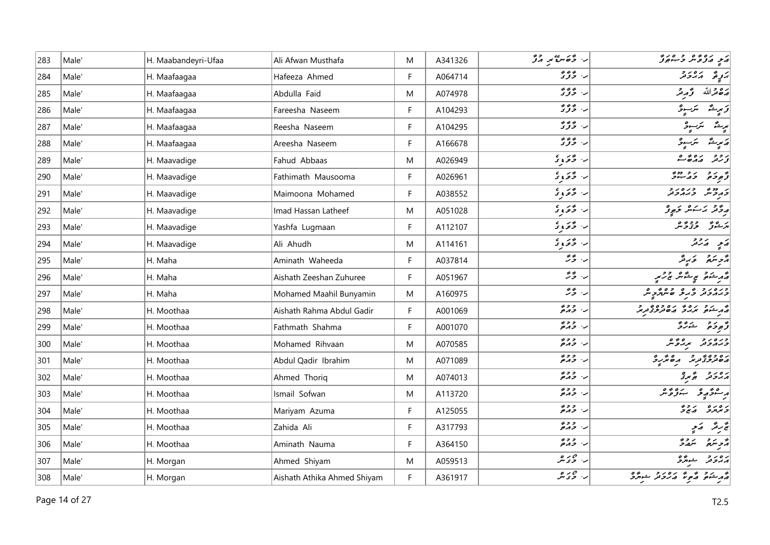| 283 | Male' | H. Maabandeyri-Ufaa | Ali Afwan Musthafa | M | A341326 | ހ. މާބަނޑޭރި އުފާ | އަލި އަފްވާން މުސްތަފާ |
|---|---|---|---|---|---|---|---|
| 284 | Male' | H. Maafaagaa | Hafeeza Ahmed | F | A064714 | ހ. މާފާގާ | ހަފީޒާ އަޙްމަދު |
| 285 | Male' | H. Maafaagaa | Abdulla Faid | M | A074978 | ހ. މާފާގާ | އަބްދުﷲ ފާއިދު |
| 286 | Male' | H. Maafaagaa | Fareesha Naseem | F | A104293 | ހ. މާފާގާ | ފަރީޝާ ނަސީމް |
| 287 | Male' | H. Maafaagaa | Reesha Naseem | F | A104295 | ހ. މާފާގާ | ރީޝާ ނަސީމް |
| 288 | Male' | H. Maafaagaa | Areesha Naseem | F | A166678 | ހ. މާފާގާ | އަރީޝާ ނަސީމް |
| 289 | Male' | H. Maavadige | Fahud Abbaas | M | A026949 | ހ. މާވަދިގެ | ފަހުދު އައްބާސް |
| 290 | Male' | H. Maavadige | Fathimath Mausooma | F | A026961 | ހ. މާވަދިގެ | ފާތިމަތު މައުސޫމާ |
| 291 | Male' | H. Maavadige | Maimoona Mohamed | F | A038552 | ހ. މާވަދިގެ | މައިމޫނާ މުޙައްމަދު |
| 292 | Male' | H. Maavadige | Imad Hassan Latheef | M | A051028 | ހ. މާވަދިގެ | އިމާދު ހަސަން ލަތީފު |
| 293 | Male' | H. Maavadige | Yashfa Lugmaan | F | A112107 | ހ. މާވަދިގެ | ޔަޝްފާ ލުގުމާން |
| 294 | Male' | H. Maavadige | Ali Ahudh | M | A114161 | ހ. މާވަދިގެ | އަލި އަހުދު |
| 295 | Male' | H. Maha | Aminath Waheeda | F | A037814 | ހ. މަހާ | އާމިނަތު ވަހީދާ |
| 296 | Male' | H. Maha | Aishath Zeeshan Zuhuree | F | A051967 | ހ. މަހާ | އާއިޝަތު ޒީޝާން ޒުހުރީ |
| 297 | Male' | H. Maha | Mohamed Maahil Bunyamin | M | A160975 | ހ. މަހާ | މުޙައްމަދު މާހިލް ބުންޔާމިން |
| 298 | Male' | H. Moothaa | Aishath Rahma Abdul Gadir | F | A001069 | ހ. މޫތާ | އާއިޝަތު ރަޙްމާ އަބްދުލްގާދިރު |
| 299 | Male' | H. Moothaa | Fathmath Shahma | F | A001070 | ހ. މޫތާ | ފާތިމަތު ޝަހުމާ |
| 300 | Male' | H. Moothaa | Mohamed Rihvaan | M | A070585 | ހ. މޫތާ | މުޙައްމަދު ރިހްވާން |
| 301 | Male' | H. Moothaa | Abdul Qadir Ibrahim | M | A071089 | ހ. މޫތާ | އަބްދުލްޤާދިރު އިބްރާހީމް |
| 302 | Male' | H. Moothaa | Ahmed Thoriq | M | A074013 | ހ. މޫތާ | އަޙްމަދު ޠާރިޤް |
| 303 | Male' | H. Moothaa | Ismail Sofwan | M | A113720 | ހ. މޫތާ | އިސްމާއިލް ޞަފްވާން |
| 304 | Male' | H. Moothaa | Mariyam Azuma | F | A125055 | ހ. މޫތާ | މަރިޔަމް އަޒުމާ |
| 305 | Male' | H. Moothaa | Zahida Ali | F | A317793 | ހ. މޫތާ | ޒާހިދާ އަލި |
| 306 | Male' | H. Moothaa | Aminath Nauma | F | A364150 | ހ. މޫތާ | އާމިނަތު ނައުމާ |
| 307 | Male' | H. Morgan | Ahmed Shiyam | M | A059513 | ހ. މޯގަން | އަޙްމަދު ޝިޔާމް |
| 308 | Male' | H. Morgan | Aishath Athika Ahmed Shiyam | F | A361917 | ހ. މޯގަން | އާއިޝަތު އާތިކާ އަޙްމަދު ޝިޔާމް |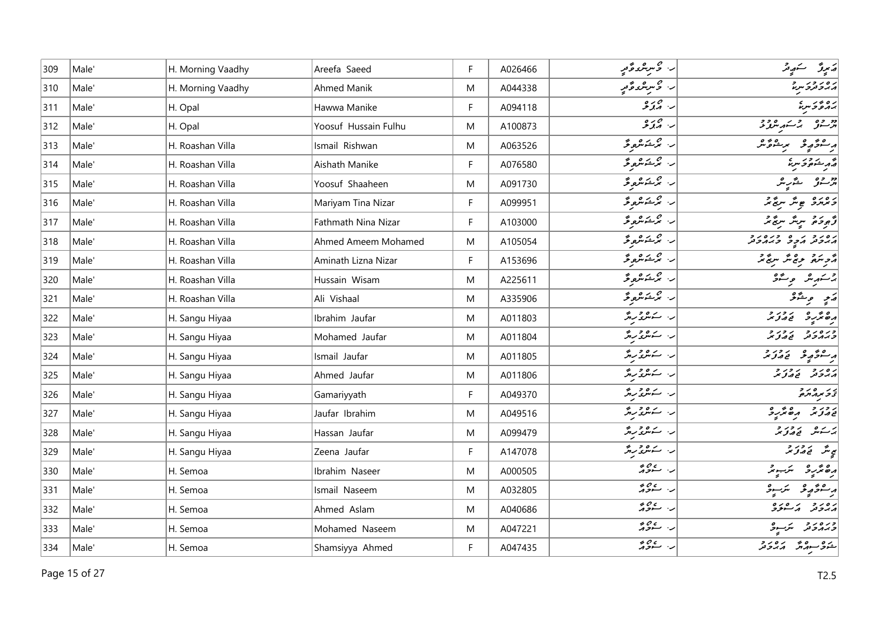| 309 | Male' | H. Morning Vaadhy | Areefa Saeed | F | A026466 | ހ. މޯނިންގވާދީ | އަރީފާ ސަލީދު |
|---|---|---|---|---|---|---|---|
| 310 | Male' | H. Morning Vaadhy | Ahmed Manik | M | A044338 | ހ. މޯނިންގވާދީ | އަޙްމަދުމަނިކު |
| 311 | Male' | H. Opal | Hawwa Manike | F | A094118 | ހ. އޯޕަލް | ހައްވާމަނިކެ |
| 312 | Male' | H. Opal | Yoosuf Hussain Fulhu | M | A100873 | ހ. އޯޕަލް | ޔޫސުފް ހުސައިންފުޅު |
| 313 | Male' | H. Roashan Villa | Ismail Rishwan | M | A063526 | ހ.ރޯޝަންވިލާ | އިސްމާއީލް ރިޝްވާން |
| 314 | Male' | H. Roashan Villa | Aishath Manike | F | A076580 | ހ.ރޯޝަންވިލާ | އާއިޝަތުމަނިކެ |
| 315 | Male' | H. Roashan Villa | Yoosuf Shaaheen | M | A091730 | ހ. ރޯޝަންވިލާ | ޔޫސުފް ޝާހިން |
| 316 | Male' | H. Roashan Villa | Mariyam Tina Nizar | F | A099951 | ހ. ރޯޝަންވިލާ | މަރިޔަމް ޓިނާ ނިޒާރު |
| 317 | Male' | H. Roashan Villa | Fathmath Nina Nizar | F | A103000 | ހ. ރޯޝަންވިލާ | ފާތިމަތު ނިނާ ނިޒާރު |
| 318 | Male' | H. Roashan Villa | Ahmed Ameem Mohamed | M | A105054 | ހ. ރޯޝަންވިލާ | އަޙްމަދު އަމީމް މުޙައްމަދު |
| 319 | Male' | H. Roashan Villa | Aminath Lizna Nizar | F | A153696 | ހ. ރޯޝަންވިލާ | އާމިނަތު ލިޒްނާ ނިޒާރު |
| 320 | Male' | H. Roashan Villa | Hussain Wisam | M | A225611 | ހ. ރޯޝަންވިލާ | ހުސައިން ވިސާމް |
| 321 | Male' | H. Roashan Villa | Ali Vishaal | M | A335906 | ހ. ރޯޝަންވިލާ | އަލި ވިޝާލް |
| 322 | Male' | H. Sangu Hiyaa | Ibrahim Jaufar | M | A011803 | ހ. ސަންގުހިޔާ | އިބްރާހީމް ޖައުފަރު |
| 323 | Male' | H. Sangu Hiyaa | Mohamed Jaufar | M | A011804 | ހ. ސަންގުހިޔާ | މުޙައްމަދު ޖައުފަރު |
| 324 | Male' | H. Sangu Hiyaa | Ismail Jaufar | M | A011805 | ހ. ސަންގުހިޔާ | އިސްމާއީލް ޖައުފަރު |
| 325 | Male' | H. Sangu Hiyaa | Ahmed Jaufar | M | A011806 | ހ. ސަންގުހިޔާ | އަޙްމަދު ޖައުފަރު |
| 326 | Male' | H. Sangu Hiyaa | Gamariyyath | F | A049370 | ހ. ސަންގުހިޔާ | ގަމަރިއްޔަތު |
| 327 | Male' | H. Sangu Hiyaa | Jaufar Ibrahim | M | A049516 | ހ. ސަންގުހިޔާ | ޖައުފަރު އިބްރާހީމް |
| 328 | Male' | H. Sangu Hiyaa | Hassan Jaufar | M | A099479 | ހ. ސަންގުހިޔާ | ހަސަން ޖައުފަރު |
| 329 | Male' | H. Sangu Hiyaa | Zeena Jaufar | F | A147078 | ހ. ސަންގުހިޔާ | ޒީނާ ޖައުފަރު |
| 330 | Male' | H. Semoa | Ibrahim Naseer | M | A000505 | ހ. ސެމޯއާ | އިބްރާހީމް ނަސީރު |
| 331 | Male' | H. Semoa | Ismail Naseem | M | A032805 | ހ. ސެމޯއާ | އިސްމާއީލް ނަސީމް |
| 332 | Male' | H. Semoa | Ahmed Aslam | M | A040686 | ހ. ސެމޯއާ | އަޙްމަދު އަސްލަމް |
| 333 | Male' | H. Semoa | Mohamed Naseem | M | A047221 | ހ. ސެމޯއާ | މުޙައްމަދު ނަސީމް |
| 334 | Male' | H. Semoa | Shamsiyya Ahmed | F | A047435 | ހ. ސެމޯއާ | ޝަމްސިއްޔާ އަޙްމަދު |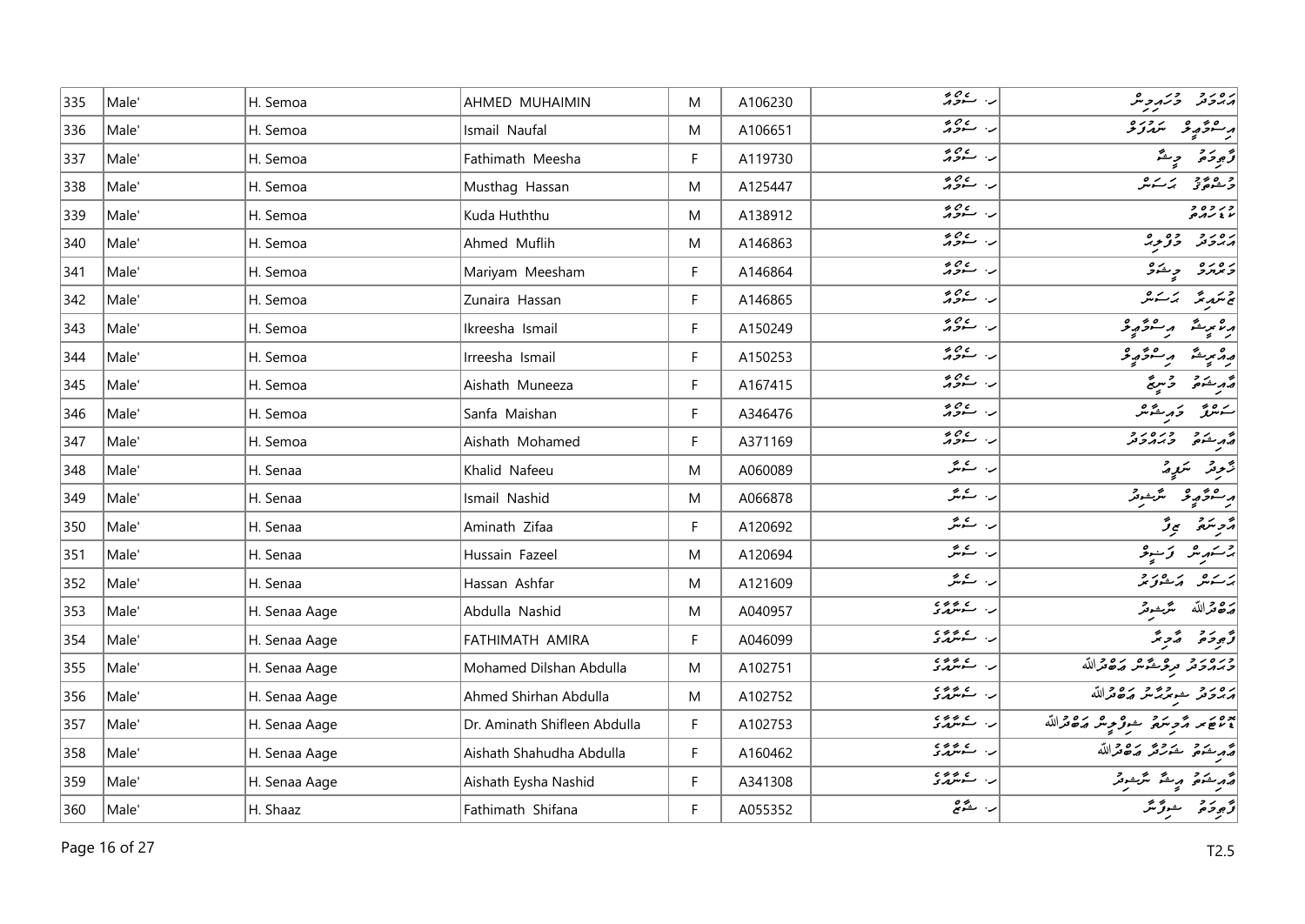| 335 | Male' | H. Semoa | AHMED MUHAIMIN | M | A106230 | ހ. ސޭމޯއާ | އަހުމަދު މުހައިމިން |
|---|---|---|---|---|---|---|---|
| 336 | Male' | H. Semoa | Ismail Naufal | M | A106651 | ހ. ސޭމޯއާ | އިސްމާއީލް ނައުފަލް |
| 337 | Male' | H. Semoa | Fathimath Meesha | F | A119730 | ހ. ސޭމޯއާ | ފާތިމަތު މީޝާ |
| 338 | Male' | H. Semoa | Musthag Hassan | M | A125447 | ހ. ސޭމޯއާ | މުސްތާގު ހަސަން |
| 339 | Male' | H. Semoa | Kuda Huththu | M | A138912 | ހ. ސޭމޯއާ | ކުޑަހުއްތު |
| 340 | Male' | H. Semoa | Ahmed Muflih | M | A146863 | ހ. ސޭމޯއާ | އަހުމަދު މުފްލިހް |
| 341 | Male' | H. Semoa | Mariyam Meesham | F | A146864 | ހ. ސޭމޯއާ | މަރިޔަމް މީޝަމް |
| 342 | Male' | H. Semoa | Zunaira Hassan | F | A146865 | ހ. ސޭމޯއާ | ޒުނައިރާ ހަސަން |
| 343 | Male' | H. Semoa | Ikreesha Ismail | F | A150249 | ހ. ސޭމޯއާ | އިކްރީޝާ އިސްމާއީލް |
| 344 | Male' | H. Semoa | Irreesha Ismail | F | A150253 | ހ. ސޭމޯއާ | އިއްރީޝާ އިސްމާއީލް |
| 345 | Male' | H. Semoa | Aishath Muneeza | F | A167415 | ހ. ސޭމޯއާ | އައިޝަތު މުނީޒާ |
| 346 | Male' | H. Semoa | Sanfa Maishan | F | A346476 | ހ. ސޭމޯއާ | ސަންފާ މައިޝާން |
| 347 | Male' | H. Semoa | Aishath Mohamed | F | A371169 | ހ. ސޭމޯއާ | އައިޝަތު މުޙައްމަދު |
| 348 | Male' | H. Senaa | Khalid Nafeeu | M | A060089 | ހ. ސެނާ | ޚާލިދު ނަފީއު |
| 349 | Male' | H. Senaa | Ismail Nashid | M | A066878 | ހ. ސެނާ | އިސްމާއީލް ނާޝިދު |
| 350 | Male' | H. Senaa | Aminath Zifaa | F | A120692 | ހ. ސެނާ | އާމިނަތު ޒިފާ |
| 351 | Male' | H. Senaa | Hussain Fazeel | M | A120694 | ހ. ސެނާ | ހުސައިން ފަޒީލް |
| 352 | Male' | H. Senaa | Hassan Ashfar | M | A121609 | ހ. ސެނާ | ހަސަން އަޝްފަރު |
| 353 | Male' | H. Senaa Aage | Abdulla Nashid | M | A040957 | ހ. ސެނާއާގެ | އަބްދުﷲ ނާޝިދު |
| 354 | Male' | H. Senaa Aage | FATHIMATH AMIRA | F | A046099 | ހ. ސެނާއާގެ | ފާތިމަތު އާމިރާ |
| 355 | Male' | H. Senaa Aage | Mohamed Dilshan Abdulla | M | A102751 | ހ. ސެނާއާގެ | މުޙައްމަދު ދިލްޝާން އަބްދުﷲ |
| 356 | Male' | H. Senaa Aage | Ahmed Shirhan Abdulla | M | A102752 | ހ. ސެނާއާގެ | އަހުމަދު ޝިރުހާން އަބްދުﷲ |
| 357 | Male' | H. Senaa Aage | Dr. Aminath Shifleen Abdulla | F | A102753 | ހ. ސެނާއާގެ | ޑރ އާމިނަތު ޝިފްލީން އަބްދުﷲ |
| 358 | Male' | H. Senaa Aage | Aishath Shahudha Abdulla | F | A160462 | ހ. ސެނާއާގެ | އައިޝަތު ޝަހުދާ އަބްދުﷲ |
| 359 | Male' | H. Senaa Aage | Aishath Eysha Nashid | F | A341308 | ހ. ސެނާއާގެ | އައިޝަތު އީޝާ ނާޝިދު |
| 360 | Male' | H. Shaaz | Fathimath Shifana | F | A055352 | ހ. ޝާޒް | ފާތިމަތު ޝިފާނާ |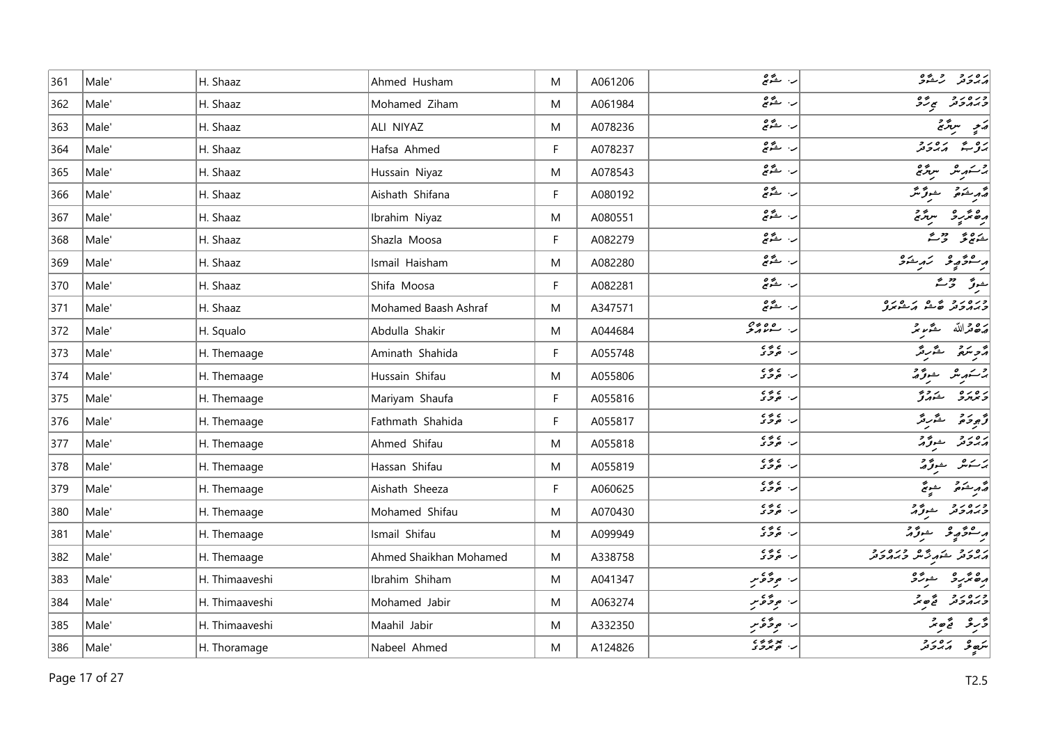| 361 | Male' | H. Shaaz | Ahmed Husham | M | A061206 | ހ. ޝާޒު | އަހްމަދު ހުޝާމް |
|---|---|---|---|---|---|---|---|
| 362 | Male' | H. Shaaz | Mohamed Ziham | M | A061984 | ހ. ޝާޒު | މުހައްމަދު ޒިހާމް |
| 363 | Male' | H. Shaaz | ALI NIYAZ | M | A078236 | ހ. ޝާޒު | އަލި ނިޔާޒު |
| 364 | Male' | H. Shaaz | Hafsa Ahmed | F | A078237 | ހ. ޝާޒު | ހަފްސާ އަހްމަދު |
| 365 | Male' | H. Shaaz | Hussain Niyaz | M | A078543 | ހ. ޝާޒު | ހުސައިން ނިޔާޒު |
| 366 | Male' | H. Shaaz | Aishath Shifana | F | A080192 | ހ. ޝާޒު | އާއިޝަތު ޝިފާނާ |
| 367 | Male' | H. Shaaz | Ibrahim Niyaz | M | A080551 | ހ. ޝާޒު | އިބްރާހީމް ނިޔާޒު |
| 368 | Male' | H. Shaaz | Shazla Moosa | F | A082279 | ހ. ޝާޒު | ޝަޒްލާ މޫސާ |
| 369 | Male' | H. Shaaz | Ismail Haisham | M | A082280 | ހ. ޝާޒު | އިސްމާއީލް ހައިޝަމް |
| 370 | Male' | H. Shaaz | Shifa Moosa | F | A082281 | ހ. ޝާޒު | ޝިފާ މޫސާ |
| 371 | Male' | H. Shaaz | Mohamed Baash Ashraf | M | A347571 | ހ. ޝާޒު | މުހައްމަދު ބާޝް އަޝްރަފް |
| 372 | Male' | H. Squalo | Abdulla Shakir | M | A044684 | ހ. ސްކުއާލޯ | އަބްދުﷲ ޝާކިރު |
| 373 | Male' | H. Themaage | Aminath Shahida | F | A055748 | ހ. ތެމާގެ | އާމިނަތު ޝާހިދާ |
| 374 | Male' | H. Themaage | Hussain Shifau | M | A055806 | ހ. ތެމާގެ | ހުސައިން ޝިފާއު |
| 375 | Male' | H. Themaage | Mariyam Shaufa | F | A055816 | ހ. ތެމާގެ | މަރިޔަމް ޝައުފާ |
| 376 | Male' | H. Themaage | Fathmath Shahida | F | A055817 | ހ. ތެމާގެ | ފާތިމަތު ޝާހިދާ |
| 377 | Male' | H. Themaage | Ahmed Shifau | M | A055818 | ހ. ތެމާގެ | އަހްމަދު ޝިފާއު |
| 378 | Male' | H. Themaage | Hassan Shifau | M | A055819 | ހ. ތެމާގެ | ހަސަން ޝިފާއު |
| 379 | Male' | H. Themaage | Aishath Sheeza | F | A060625 | ހ. ތެމާގެ | އާއިޝަތު ޝީޒާ |
| 380 | Male' | H. Themaage | Mohamed Shifau | M | A070430 | ހ. ތެމާގެ | މުހައްމަދު ޝިފާއު |
| 381 | Male' | H. Themaage | Ismail Shifau | M | A099949 | ހ. ތެމާގެ | އިސްމާއީލް ޝިފާއު |
| 382 | Male' | H. Themaage | Ahmed Shaikhan Mohamed | M | A338758 | ހ. ތެމާގެ | އަހްމަދު ޝައިހާން މުހައްމަދު |
| 383 | Male' | H. Thimaaveshi | Ibrahim Shiham | M | A041347 | ހ. ތިމާވެށި | އިބްރާހީމް ޝިހާމް |
| 384 | Male' | H. Thimaaveshi | Mohamed Jabir | M | A063274 | ހ. ތިމާވެށި | މުހައްމަދު ޖާބިރު |
| 385 | Male' | H. Thimaaveshi | Maahil Jabir | M | A332350 | ހ. ތިމާވެށި | މާހިލް ޖާބިރު |
| 386 | Male' | H. Thoramage | Nabeel Ahmed | M | A124826 | ހ. ތޮރަމާގެ | ނަބީލް އަހްމަދު |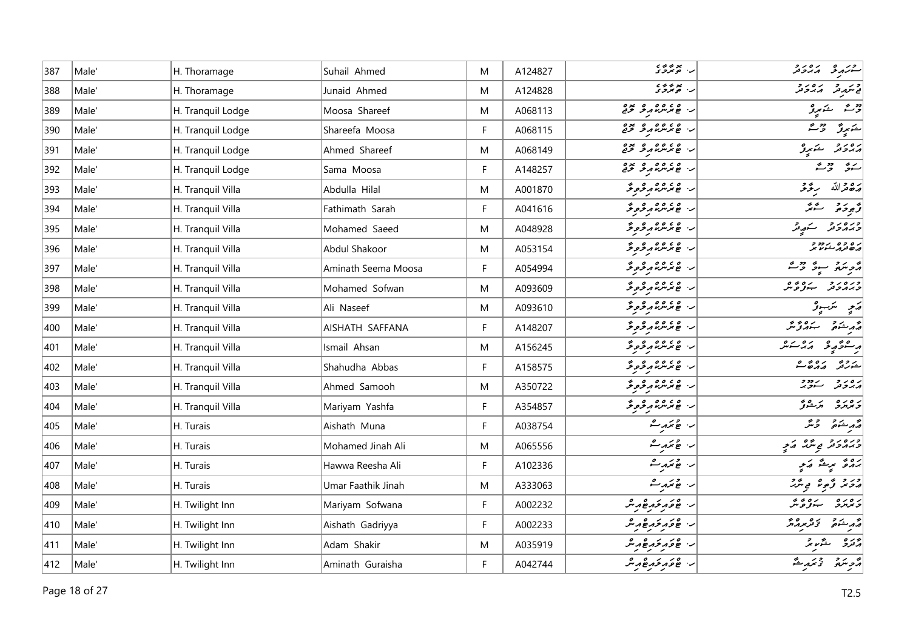| 387 | Male' | H. Thoramage | Suhail Ahmed | M | A124827 | ހ. ތޮރަމާގެ | ސުހައިލް އަޙްމަދު |
|---|---|---|---|---|---|---|---|
| 388 | Male' | H. Thoramage | Junaid Ahmed | M | A124828 | ހ. ތޮރަމާގެ | ޖުނައިދު އަޙްމަދު |
| 389 | Male' | H. Tranquil Lodge | Moosa Shareef | M | A068113 | ހ. ޓްރެންކުއިލް ލޮޖް | މޫސާ ޝަރީފް |
| 390 | Male' | H. Tranquil Lodge | Shareefa Moosa | F | A068115 | ހ. ޓްރެންކުއިލް ލޮޖް | ޝަރީފާ މޫސާ |
| 391 | Male' | H. Tranquil Lodge | Ahmed Shareef | M | A068149 | ހ. ޓްރެންކުއިލް ލޮޖް | އަޙްމަދު ޝަރީފް |
| 392 | Male' | H. Tranquil Lodge | Sama Moosa | F | A148257 | ހ. ޓްރެންކުއިލް ލޮޖް | ސަމާ މޫސާ |
| 393 | Male' | H. Tranquil Villa | Abdulla Hilal | M | A001870 | ހ. ޓްރެންކުއިލްވިލާ | އަބްދުﷲ ހިލާލް |
| 394 | Male' | H. Tranquil Villa | Fathimath Sarah | F | A041616 | ހ. ޓްރެންކުއިލްވިލާ | ފާތިމަތު ސާރާ |
| 395 | Male' | H. Tranquil Villa | Mohamed Saeed | M | A048928 | ހ. ޓްރެންކުއިލްވިލާ | މުޙައްމަދު ސަޢީދު |
| 396 | Male' | H. Tranquil Villa | Abdul Shakoor | M | A053154 | ހ. ޓްރެންކުއިލްވިލާ | އަބްދުލްޝަކޫރު |
| 397 | Male' | H. Tranquil Villa | Aminath Seema Moosa | F | A054994 | ހ. ޓްރެންކުއިލްވިލާ | އާމިނަތު ސީމާ މޫސާ |
| 398 | Male' | H. Tranquil Villa | Mohamed Sofwan | M | A093609 | ހ. ޓްރެންކުއިލްވިލާ | މުޙައްމަދު ސަފްވާން |
| 399 | Male' | H. Tranquil Villa | Ali Naseef | M | A093610 | ހ. ޓްރެންކުއިލްވިލާ | އަލި ނަސީފް |
| 400 | Male' | H. Tranquil Villa | AISHATH SAFFANA | F | A148207 | ހ. ޓްރެންކުއިލްވިލާ | އާއިޝަތު ސައްފާނާ |
| 401 | Male' | H. Tranquil Villa | Ismail Ahsan | M | A156245 | ހ. ޓްރެންކުއިލްވިލާ | އިސްމާއީލް އަޙްސަން |
| 402 | Male' | H. Tranquil Villa | Shahudha Abbas | F | A158575 | ހ. ޓްރެންކުއިލްވިލާ | ޝަހުދާ އައްބާސް |
| 403 | Male' | H. Tranquil Villa | Ahmed Samooh | M | A350722 | ހ. ޓްރެންކުއިލްވިލާ | އަޙްމަދު ސަމޫޙު |
| 404 | Male' | H. Tranquil Villa | Mariyam Yashfa | F | A354857 | ހ. ޓްރެންކުއިލްވިލާ | މަރިޔަމް ޔަޝްފާ |
| 405 | Male' | H. Turais | Aishath Muna | F | A038754 | ހ. ޓުރައިސް | އާއިޝަތު މުނާ |
| 406 | Male' | H. Turais | Mohamed Jinah Ali | M | A065556 | ހ. ޓުރައިސް | މުޙައްމަދު ޖިނާޙް އަލި |
| 407 | Male' | H. Turais | Hawwa Reesha Ali | F | A102336 | ހ. ޓުރައިސް | ޙައްވާ ރީޝާ އަލި |
| 408 | Male' | H. Turais | Umar Faathik Jinah | M | A333063 | ހ. ޓުރައިސް | ޢުމަރު ފާތިކް ޖިނާޙް |
| 409 | Male' | H. Twilight Inn | Mariyam Sofwana | F | A002232 | ހ. ޓްވައިލައިޓްއިން | މަރިޔަމް ސަފްވާނާ |
| 410 | Male' | H. Twilight Inn | Aishath Gadriyya | F | A002233 | ހ. ޓްވައިލައިޓްއިން | އާއިޝަތު ގަދުރިއްޔާ |
| 411 | Male' | H. Twilight Inn | Adam Shakir | M | A035919 | ހ. ޓްވައިލައިޓްއިން | އާދަމް ޝާކިރު |
| 412 | Male' | H. Twilight Inn | Aminath Guraisha | F | A042744 | ހ. ޓްވައިލައިޓްއިން | އާމިނަތު ގުރައިޝާ |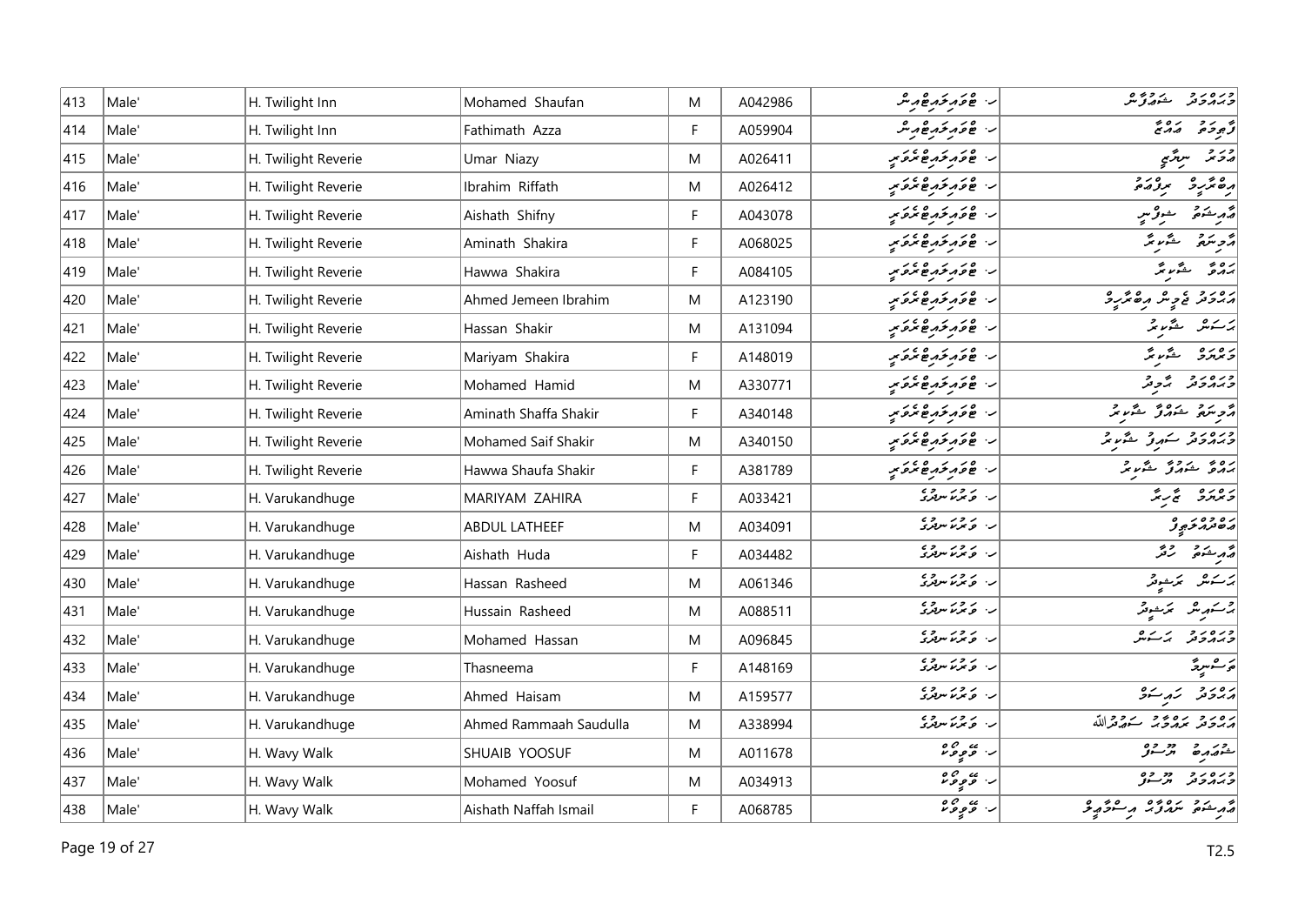| 413 | Male' | H. Twilight Inn | Mohamed Shaufan | M | A042986 | ހ. ޓްވައިލައިޓްއިން | މުހައްމަދު ޝައުފާން |
|---|---|---|---|---|---|---|---|
| 414 | Male' | H. Twilight Inn | Fathimath Azza | F | A059904 | ހ. ޓްވައިލައިޓްއިން | ފާތިމަތު އައްޒާ |
| 415 | Male' | H. Twilight Reverie | Umar Niazy | M | A026411 | ހ. ޓްވައިލައިޓްރެވަރީ | ޢުމަރު ނިޔާޒީ |
| 416 | Male' | H. Twilight Reverie | Ibrahim Riffath | M | A026412 | ހ. ޓްވައިލައިޓްރެވަރީ | އިބްރާހީމް ރިއްފަތު |
| 417 | Male' | H. Twilight Reverie | Aishath Shifny | F | A043078 | ހ. ޓްވައިލައިޓްރެވަރީ | އައިޝަތު ޝިފްނީ |
| 418 | Male' | H. Twilight Reverie | Aminath Shakira | F | A068025 | ހ. ޓްވައިލައިޓްރެވަރީ | އާމިނަތު ޝާކިރާ |
| 419 | Male' | H. Twilight Reverie | Hawwa Shakira | F | A084105 | ހ. ޓްވައިލައިޓްރެވަރީ | ހައްވާ ޝާކިރާ |
| 420 | Male' | H. Twilight Reverie | Ahmed Jemeen Ibrahim | M | A123190 | ހ. ޓްވައިލައިޓްރެވަރީ | އަހުމަދު ޖެމީން އިބްރާހީމް |
| 421 | Male' | H. Twilight Reverie | Hassan Shakir | M | A131094 | ހ. ޓްވައިލައިޓްރެވަރީ | ހަސަން ޝާކިރު |
| 422 | Male' | H. Twilight Reverie | Mariyam Shakira | F | A148019 | ހ. ޓްވައިލައިޓްރެވަރީ | މަރިޔަމް ޝާކިރާ |
| 423 | Male' | H. Twilight Reverie | Mohamed Hamid | M | A330771 | ހ. ޓްވައިލައިޓްރެވަރީ | މުހައްމަދު ހާމިދު |
| 424 | Male' | H. Twilight Reverie | Aminath Shaffa Shakir | F | A340148 | ހ. ޓްވައިލައިޓްރެވަރީ | އާމިނަތު ޝައްފާ ޝާކިރު |
| 425 | Male' | H. Twilight Reverie | Mohamed Saif Shakir | M | A340150 | ހ. ޓްވައިލައިޓްރެވަރީ | މުހައްމަދު ސައިފު ޝާކިރު |
| 426 | Male' | H. Twilight Reverie | Hawwa Shaufa Shakir | F | A381789 | ހ. ޓްވައިލައިޓްރެވަރީ | ހައްވާ ޝައުފާ ޝާކިރު |
| 427 | Male' | H. Varukandhuge | MARIYAM ZAHIRA | F | A033421 | ހ. ވަރުކަނދުގެ | މަރިޔަމް ޒާހިރާ |
| 428 | Male' | H. Varukandhuge | ABDUL LATHEEF | M | A034091 | ހ. ވަރުކަނދުގެ | އަބްދުއްލަޠީފު |
| 429 | Male' | H. Varukandhuge | Aishath Huda | F | A034482 | ހ. ވަރުކަނދުގެ | އައިޝަތުހުދާ |
| 430 | Male' | H. Varukandhuge | Hassan Rasheed | M | A061346 | ހ. ވަރުކަނދުގެ | ހަސަން ރަޝީދު |
| 431 | Male' | H. Varukandhuge | Hussain Rasheed | M | A088511 | ހ. ވަރުކަނދުގެ | ހުސައިން ރަޝީދު |
| 432 | Male' | H. Varukandhuge | Mohamed Hassan | M | A096845 | ހ. ވަރުކަނދުގެ | މުހައްމަދު ހަސަން |
| 433 | Male' | H. Varukandhuge | Thasneema | F | A148169 | ހ. ވަރުކަނދުގެ | ތަސްނީމާ |
| 434 | Male' | H. Varukandhuge | Ahmed Haisam | M | A159577 | ހ. ވަރުކަނދުގެ | އަހުމަދު ހައިސަމް |
| 435 | Male' | H. Varukandhuge | Ahmed Rammaah Saudulla | M | A338994 | ހ. ވަރުކަނދުގެ | އަހުމަދު ރައްމާހް ސައުދުﷲ |
| 436 | Male' | H. Wavy Walk | SHUAIB YOOSUF | M | A011678 | ހ. ވޭވީވޯކް | ޝުޢައިބު ޔޫސުފު |
| 437 | Male' | H. Wavy Walk | Mohamed Yoosuf | M | A034913 | ހ. ވޭވީވޯކް | މުހައްމަދު ޔޫސުފު |
| 438 | Male' | H. Wavy Walk | Aishath Naffah Ismail | F | A068785 | ހ. ވޭވީވޯކް | އައިޝަތު ނައްފާހް އިސްމާޢީލް |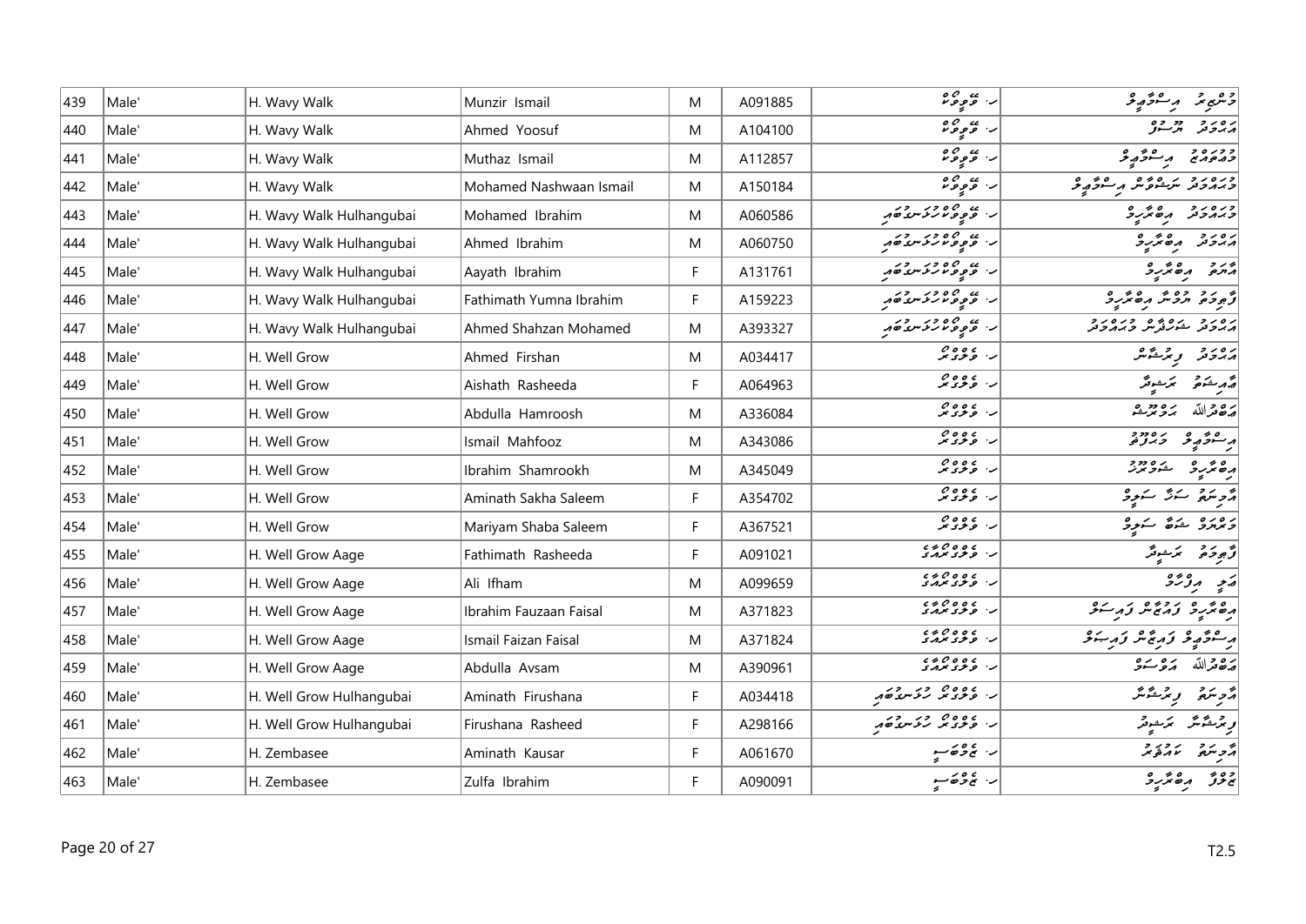| 439 | Male' | H. Wavy Walk | Munzir Ismail | M | A091885 | ހ. ވޭވީވޯކް | މުންޒިރު އިސްމާޢީލް |
|---|---|---|---|---|---|---|---|
| 440 | Male' | H. Wavy Walk | Ahmed Yoosuf | M | A104100 | ހ. ވޭވީވޯކް | އަހުމަދު ޔޫސުފް |
| 441 | Male' | H. Wavy Walk | Muthaz Ismail | M | A112857 | ހ. ވޭވީވޯކް | މުޢުތަޒު އިސްމާޢީލް |
| 442 | Male' | H. Wavy Walk | Mohamed Nashwaan Ismail | M | A150184 | ހ. ވޭވީވޯކް | މުޙައްމަދު ނަޝްވާން އިސްމާޢީލް |
| 443 | Male' | H. Wavy Walk Hulhangubai | Mohamed Ibrahim | M | A060586 | ހ. ވޭވީވޯކްހުޅަނގުބައި | މުޙައްމަދު އިބްރާހީމް |
| 444 | Male' | H. Wavy Walk Hulhangubai | Ahmed Ibrahim | M | A060750 | ހ. ވޭވީވޯކްހުޅަނގުބައި | އަހުމަދު އިބްރާހީމް |
| 445 | Male' | H. Wavy Walk Hulhangubai | Aayath Ibrahim | F | A131761 | ހ. ވޭވީވޯކްހުޅަނގުބައި | އާޔަތު އިބްރާހީމް |
| 446 | Male' | H. Wavy Walk Hulhangubai | Fathimath Yumna Ibrahim | F | A159223 | ހ. ވޭވީވޯކްހުޅަނގުބައި | ފާތިމަތު ޔުމްނާ އިބްރާހީމް |
| 447 | Male' | H. Wavy Walk Hulhangubai | Ahmed Shahzan Mohamed | M | A393327 | ހ. ވޭވީވޯކްހުޅަނގުބައި | އަހުމަދު ޝަހްޒާން މުޙައްމަދު |
| 448 | Male' | H. Well Grow | Ahmed Firshan | M | A034417 | ހ. ވެލްގްރޯ | އަހުމަދު ފިރުޝާން |
| 449 | Male' | H. Well Grow | Aishath Rasheeda | F | A064963 | ހ. ވެލްގްރޯ | އައިޝަތު ރަޝީދާ |
| 450 | Male' | H. Well Grow | Abdulla Hamroosh | M | A336084 | ހ. ވެލްގްރޯ | އަބްދުﷲ ހަމްރޫޝް |
| 451 | Male' | H. Well Grow | Ismail Mahfooz | M | A343086 | ހ. ވެލްގްރޯ | އިސްމާޢީލް މަޙްފޫޡް |
| 452 | Male' | H. Well Grow | Ibrahim Shamrookh | M | A345049 | ހ. ވެލްގްރޯ | އިބްރާހީމް ޝަމްރޫޚް |
| 453 | Male' | H. Well Grow | Aminath Sakha Saleem | F | A354702 | ހ. ވެލްގްރޯ | އާމިނަތު ސަޚާ ސަލީމް |
| 454 | Male' | H. Well Grow | Mariyam Shaba Saleem | F | A367521 | ހ. ވެލްގްރޯ | މަރިޔަމް ޝަބާ ސަލީމް |
| 455 | Male' | H. Well Grow Aage | Fathimath Rasheeda | F | A091021 | ހ. ވެލްގްރޯއާގެ | ފާތިމަތު ރަޝީދާ |
| 456 | Male' | H. Well Grow Aage | Ali Ifham | M | A099659 | ހ. ވެލްގްރޯއާގެ | އަލި އިފްހާމް |
| 457 | Male' | H. Well Grow Aage | Ibrahim Fauzaan Faisal | M | A371823 | ހ. ވެލްގްރޯއާގެ | އިބްރާހީމް ފައުޒާން ފައިސަލް |
| 458 | Male' | H. Well Grow Aage | Ismail Faizan Faisal | M | A371824 | ހ. ވެލްގްރޯއާގެ | އިސްމާޢީލް ފައިޒާން ފައިސަލް |
| 459 | Male' | H. Well Grow Aage | Abdulla Avsam | M | A390961 | ހ. ވެލްގްރޯއާގެ | އަބްދުﷲ އަވްސަމް |
| 460 | Male' | H. Well Grow Hulhangubai | Aminath Firushana | F | A034418 | ހ. ވެލްގްރޯ ހުޅަނގުބައި | އާމިނަތު ފިރުޝާނާ |
| 461 | Male' | H. Well Grow Hulhangubai | Firushana Rasheed | F | A298166 | ހ. ވެލްގްރޯ ހުޅަނގުބައި | ފިރުޝާނާ ރަޝީދު |
| 462 | Male' | H. Zembasee | Aminath Kausar | F | A061670 | ހ. ޒެމްބަސީ | އާމިނަތު ކައުސަރު |
| 463 | Male' | H. Zembasee | Zulfa Ibrahim | F | A090091 | ހ. ޒެމްބަސީ | ޒުލްފާ އިބްރާހީމް |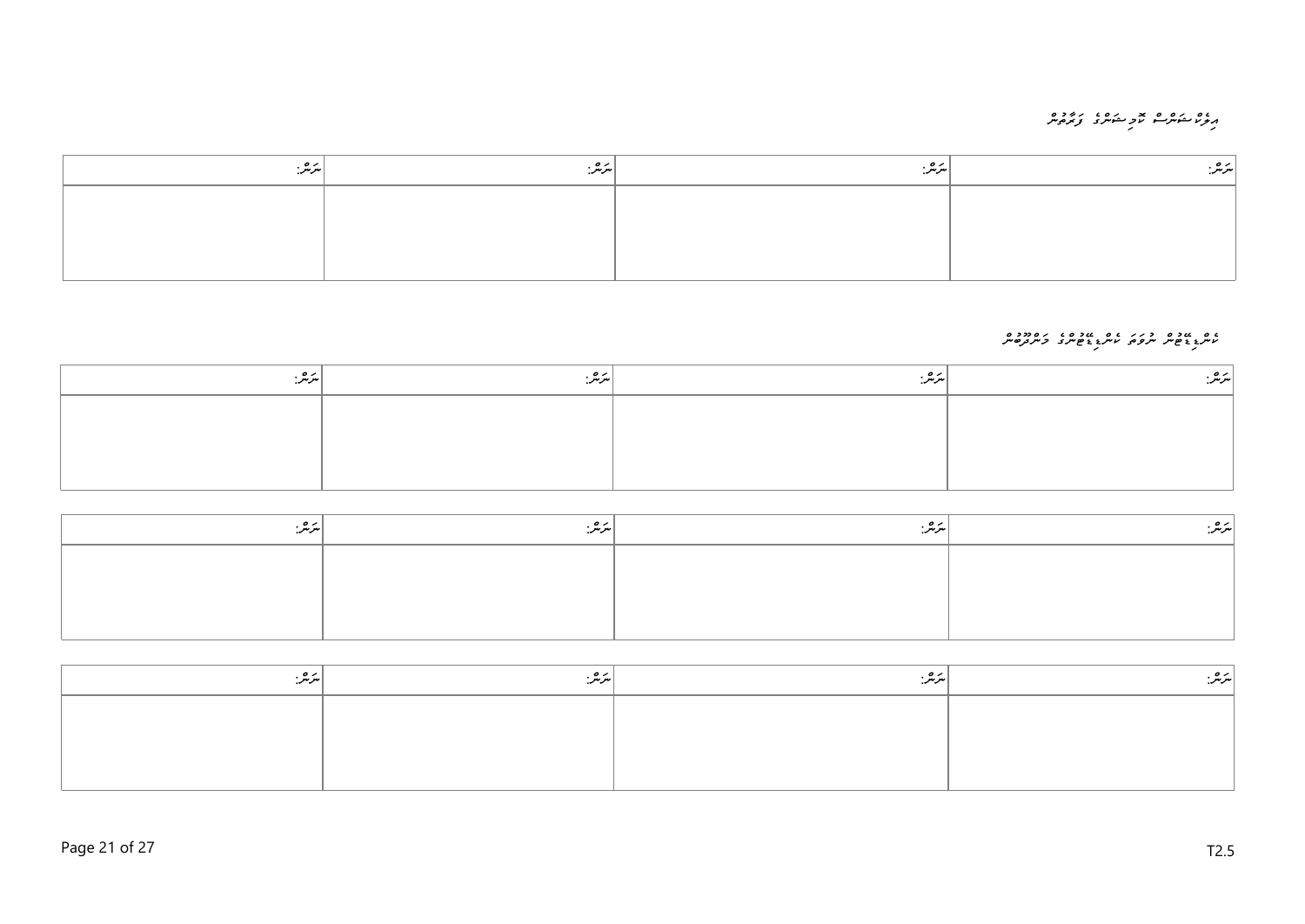# އިލެކްޝަންސް ކޮމިޝަންގެ ފަރާތުން

| ނަން: | ނަން: | ނަން: | ނަން: |
|---|---|---|---|
| | | | |

## ކެންޑިޑޭޓުން ނެގުމަށް ކެންޑިޑޭޓުންގެ މަންދޫބުން

| ނަން: | ނަން: | ނަން: | ނަން: |
|---|---|---|---|
| | | | |

| ނަން: | ނަން: | ނަން: | ނަން: |
|---|---|---|---|
| | | | |

| ނަން: | ނަން: | ނަން: | ނަން: |
|---|---|---|---|
| | | | |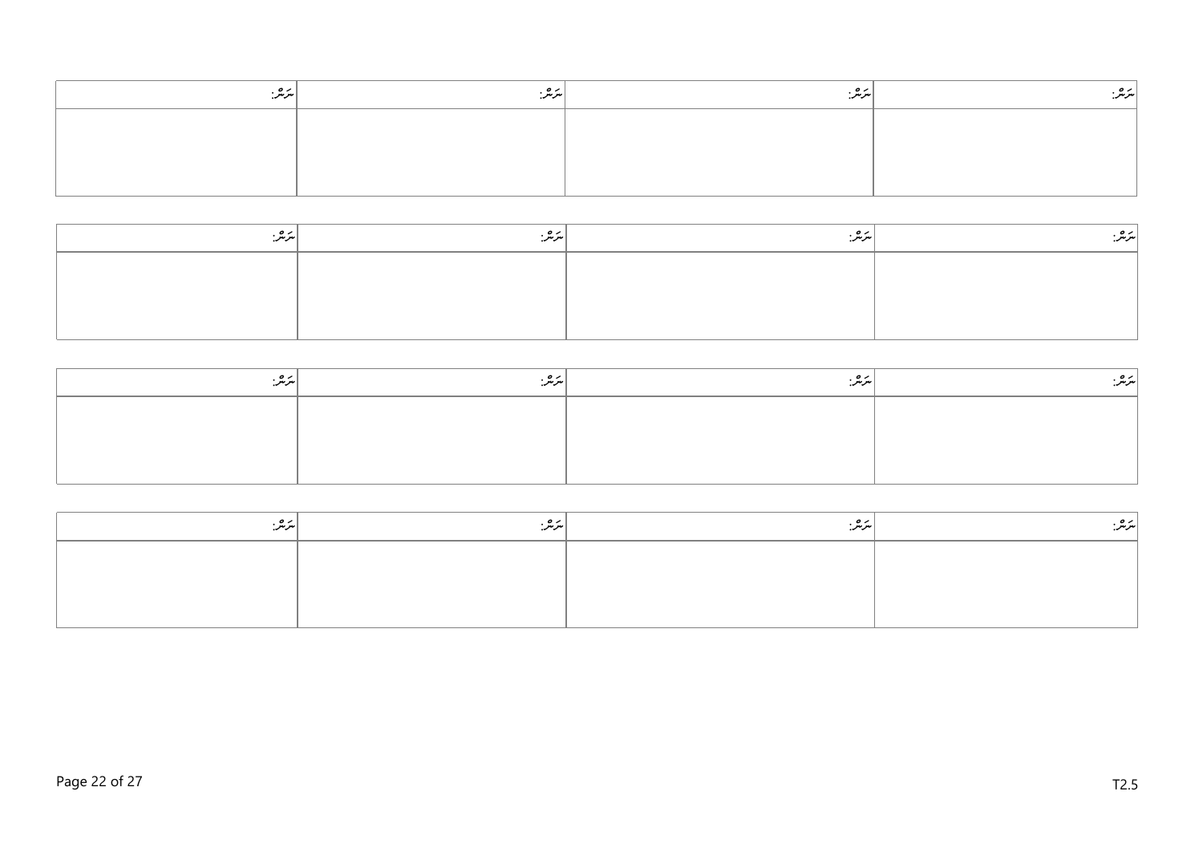| ނަންބަރު: | ނަންބަރު: | ނަންބަރު: | ނަންބަރު: |
|---|---|---|---|
| | | | |

| ނަންބަރު: | ނަންބަރު: | ނަންބަރު: | ނަންބަރު: |
|---|---|---|---|
| | | | |

| ނަންބަރު: | ނަންބަރު: | ނަންބަރު: | ނަންބަރު: |
|---|---|---|---|
| | | | |

| ނަންބަރު: | ނަންބަރު: | ނަންބަރު: | ނަންބަރު: |
|---|---|---|---|
| | | | |

T2.5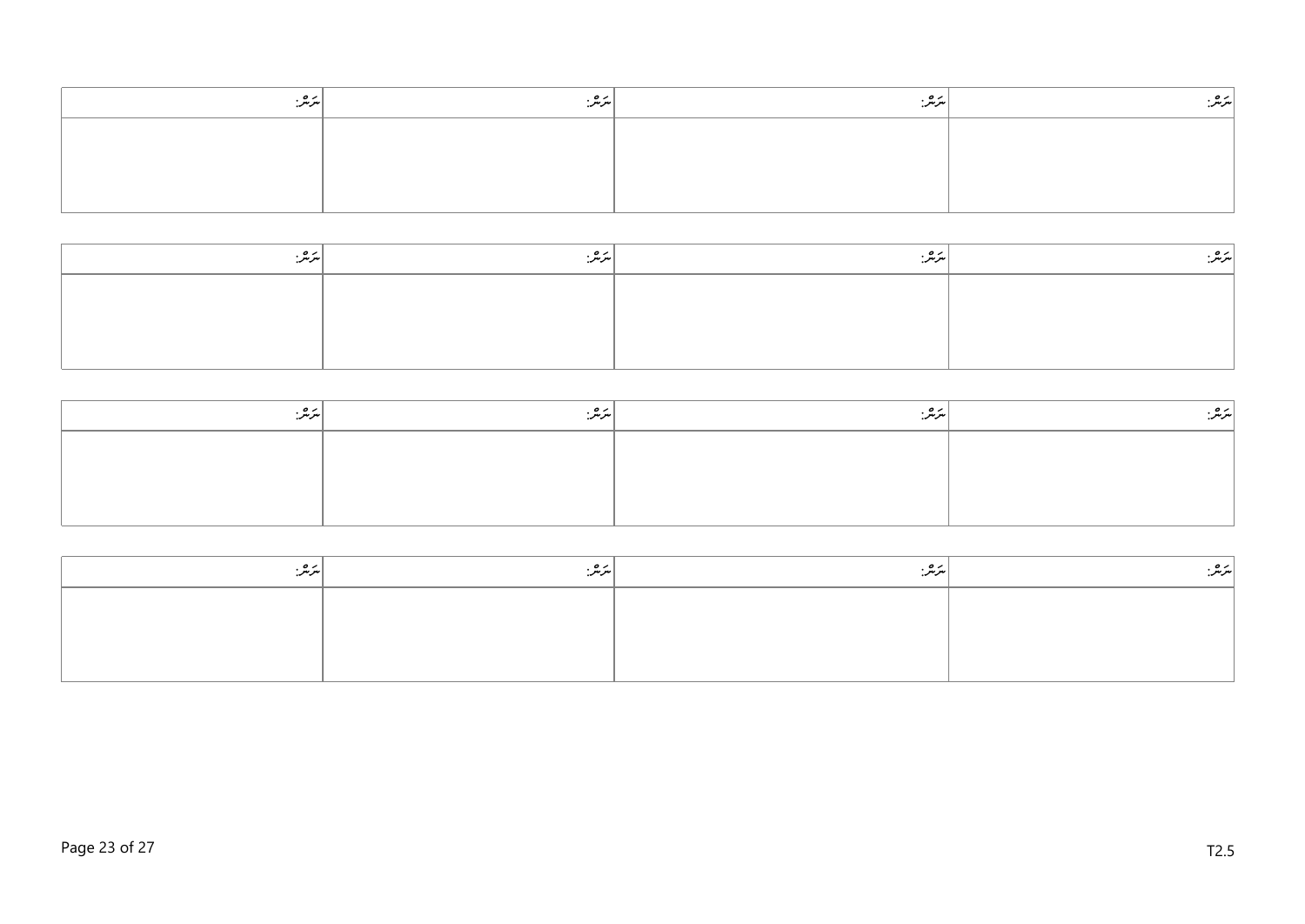| ނަރަށް: | ނަރަށް: | ނަރަށް: | ނަރަށް: |
| --- | --- | --- | --- |
| | | | |

| ނަރަށް: | ނަރަށް: | ނަރަށް: | ނަރަށް: |
| --- | --- | --- | --- |
| | | | |

| ނަރަށް: | ނަރަށް: | ނަރަށް: | ނަރަށް: |
| --- | --- | --- | --- |
| | | | |

| ނަރަށް: | ނަރަށް: | ނަރަށް: | ނަރަށް: |
| --- | --- | --- | --- |
| | | | |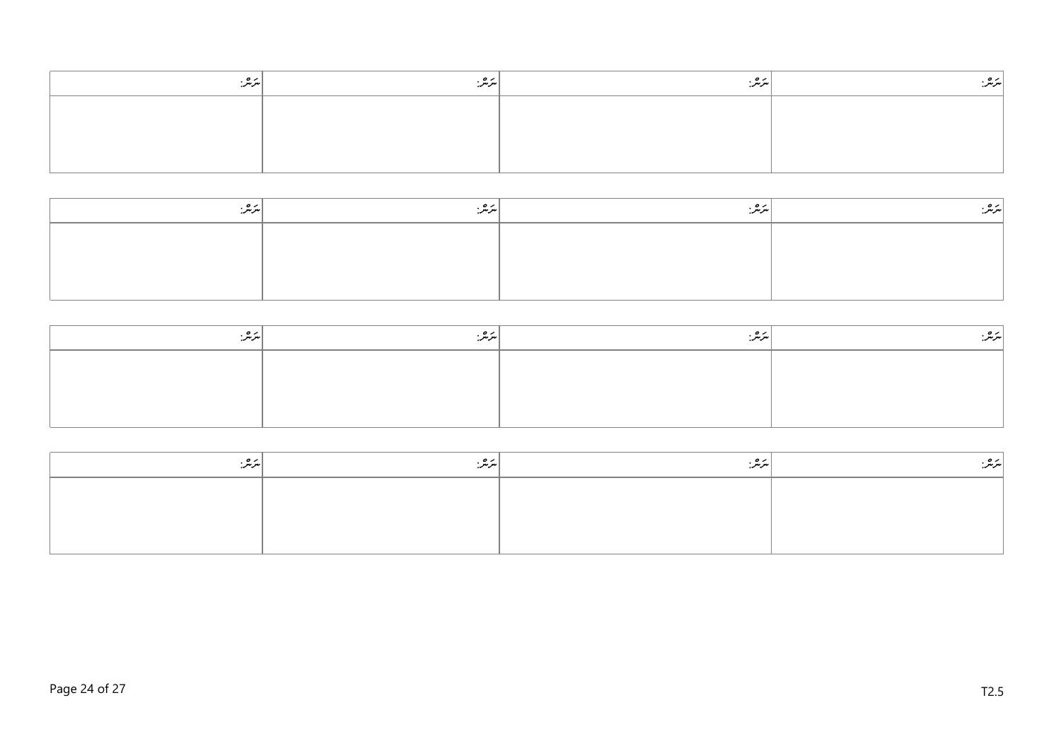| �. ސަރަޙު | ޑ. ސަރަޙު | ޑ. ސަރަޙު | ޑ. ސަރަޙު |
|---|---|---|---|
| | | | |

| ޑ. ސަރަޙު | ޑ. ސަރަޙު | ޑ. ސަރަޙު | ޑ. ސަރަޙު |
|---|---|---|---|
| | | | |

| ޑ. ސަރަޙު | ޑ. ސަރަޙު | ޑ. ސަރަޙު | ޑ. ސަރަޙު |
|---|---|---|---|
| | | | |

| ޑ. ސަރަޙު | ޑ. ސަރަޙު | ޑ. ސަރަޙު | ޑ. ސަރަޙު |
|---|---|---|---|
| | | | |

T2.5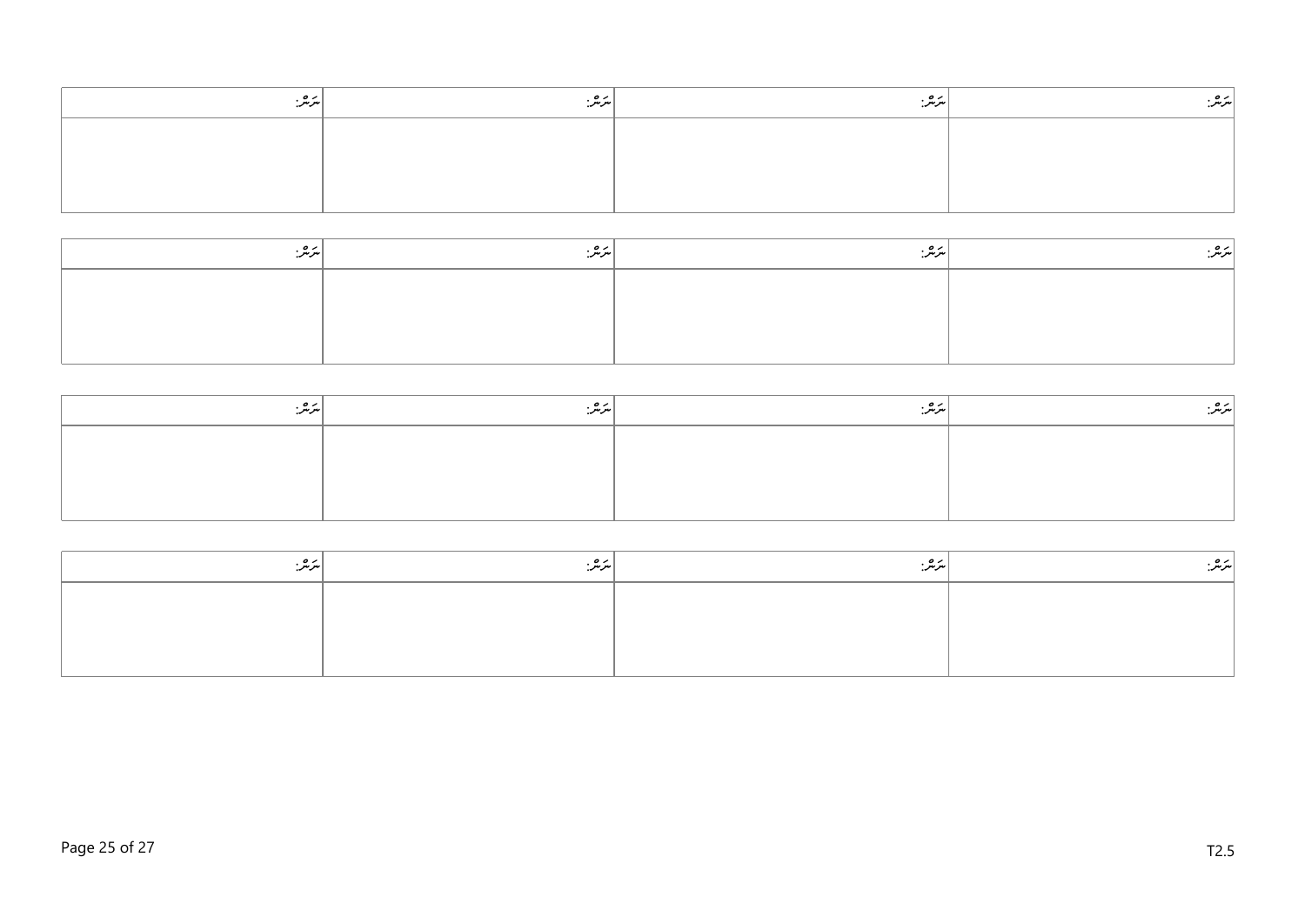| ﻿ﯩﺮﯨﺮ: | ﯩﺮﯨﺮ: | ﯩﺮﯨﺮ: | ﯩﺮﯨﺮ: |
| --- | --- | --- | --- |
| | | | |

| ﯩﺮﯨﺮ: | ﯩﺮﯨﺮ: | ﯩﺮﯨﺮ: | ﯩﺮﯨﺮ: |
| --- | --- | --- | --- |
| | | | |

| ﯩﺮﯨﺮ: | ﯩﺮﯨﺮ: | ﯩﺮﯨﺮ: | ﯩﺮﯨﺮ: |
| --- | --- | --- | --- |
| | | | |

| ﯩﺮﯨﺮ: | ﯩﺮﯨﺮ: | ﯩﺮﯨﺮ: | ﯩﺮﯨﺮ: |
| --- | --- | --- | --- |
| | | | |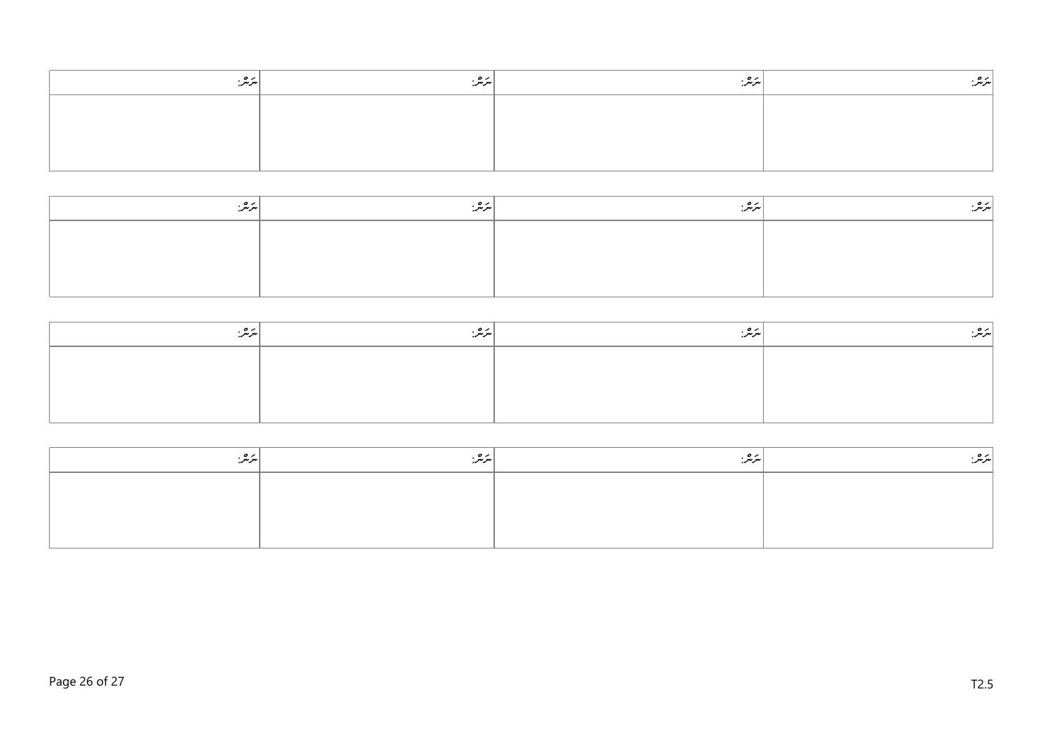| ނަރަދު: | ނަރަދު: | ނަރަދު: | ނަރަދު: |
|---|---|---|---|
| | | | |

| ނަރަދު: | ނަރަދު: | ނަރަދު: | ނަރަދު: |
|---|---|---|---|
| | | | |

| ނަރަދު: | ނަރަދު: | ނަރަދު: | ނަރަދު: |
|---|---|---|---|
| | | | |

| ނަރަދު: | ނަރަދު: | ނަރަދު: | ނަރަދު: |
|---|---|---|---|
| | | | |

T2.5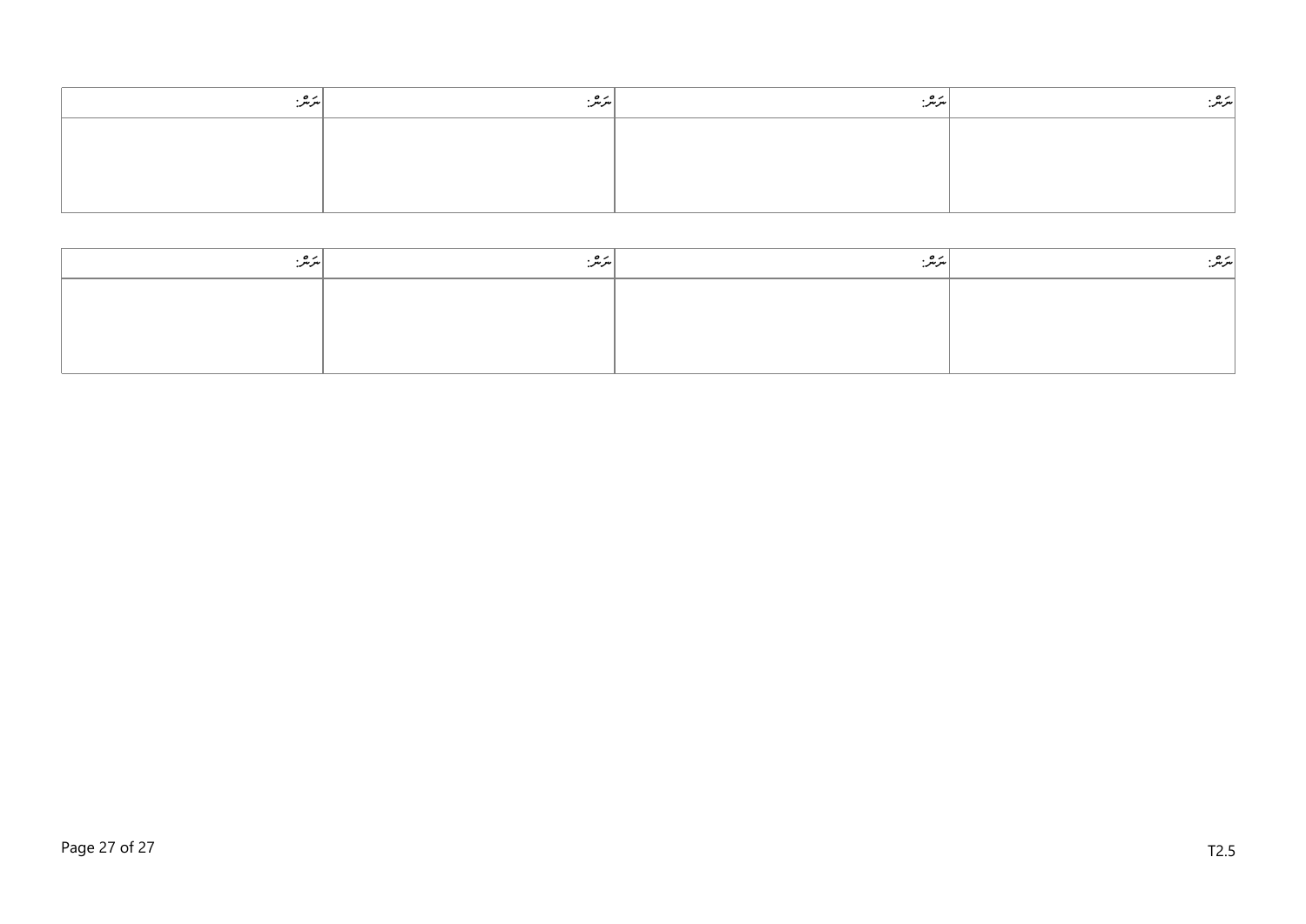| ނަންބަރު: | ނަންބަރު: | ނަންބަރު: | ނަންބަރު: |
|---|---|---|---|
| | | | |

| ނަންބަރު: | ނަންބަރު: | ނަންބަރު: | ނަންބަރު: |
|---|---|---|---|
| | | | |